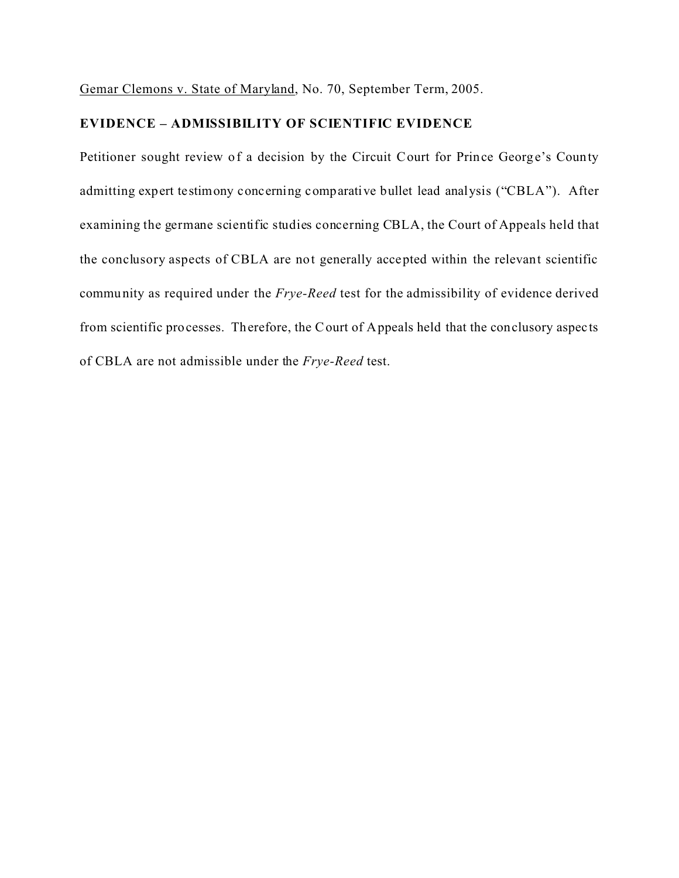Gemar Clemons v. State of Maryland, No. 70, September Term, 2005.

**EVIDENCE – ADMISSIBILITY OF SCIENTIFIC EVIDENCE**

Petitioner sought review of a decision by the Circuit Court for Prince George's County admitting expert testimony concerning comparative bullet lead analysis ("CBLA"). After examining the germane scientific studies concerning CBLA, the Court of Appeals held that the conclusory aspects of CBLA are not generally accepted within the relevant scientific community as required under the *Frye-Reed* test for the admissibility of evidence derived from scientific processes. Therefore, the Court of Appeals held that the conclusory aspects of CBLA are not admissible under the *Frye-Reed* test.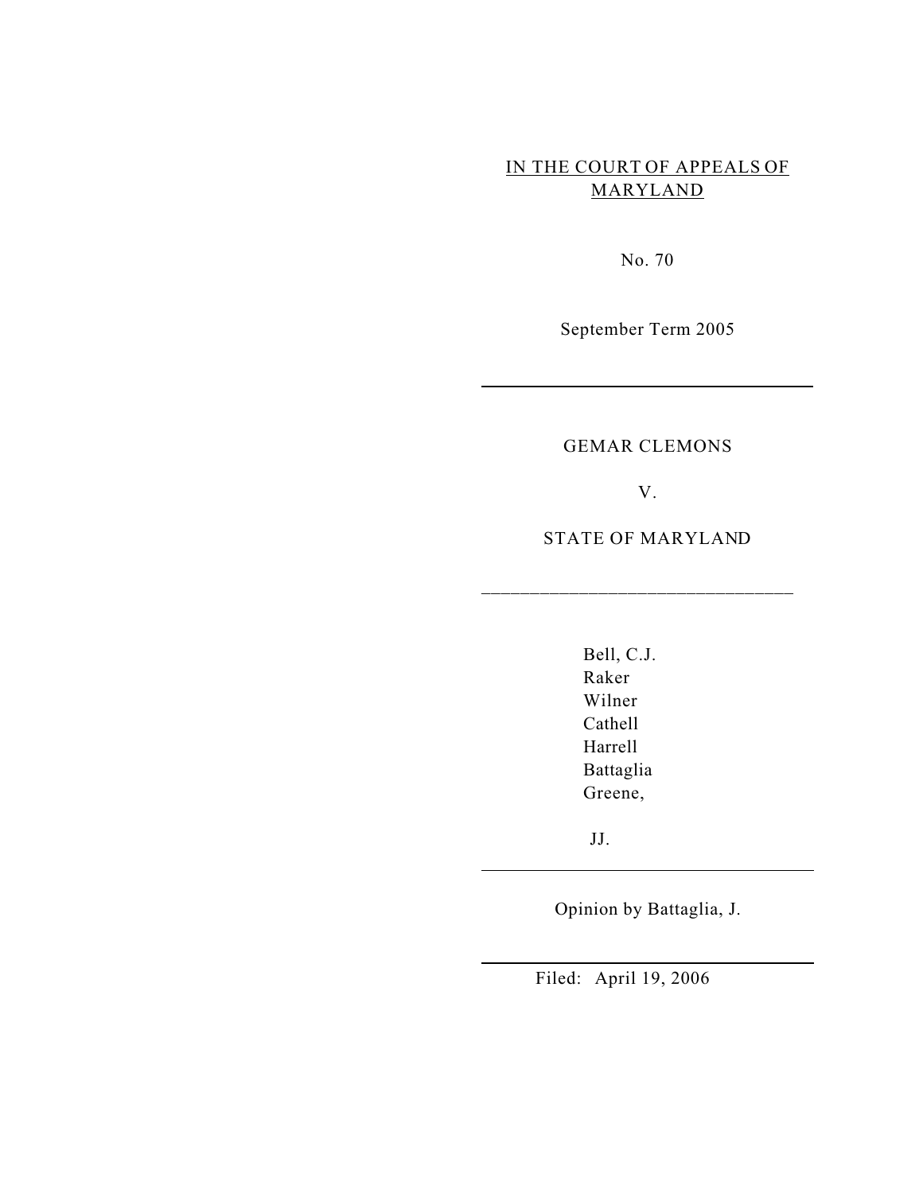IN THE COURT OF APPEALS OF MARYLAND

No. 70

September Term 2005

---

GEMAR CLEMONS

V.

STATE OF MARYLAND

---

Bell, C.J.
Raker
Wilner
Cathell
Harrell
Battaglia
Greene,

JJ.

---

Opinion by Battaglia, J.

---

Filed: April 19, 2006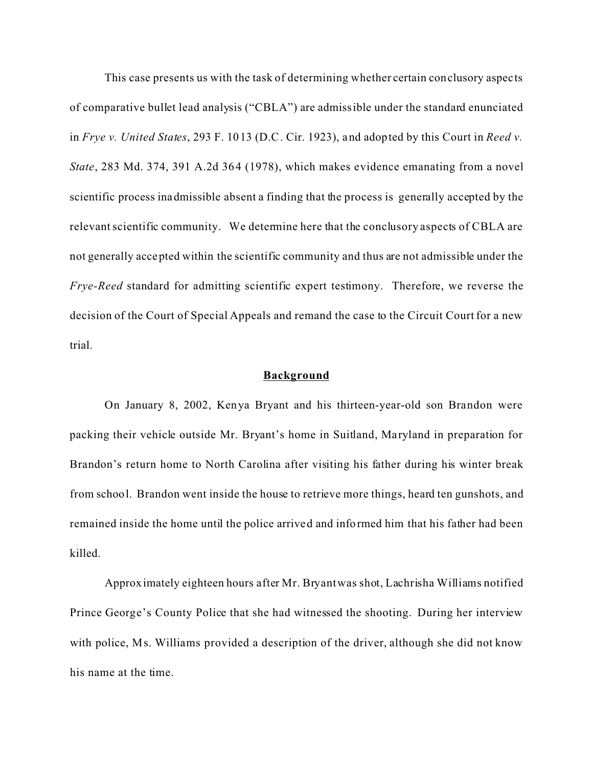This case presents us with the task of determining whether certain conclusory aspects of comparative bullet lead analysis ("CBLA") are admissible under the standard enunciated in *Frye v. United States*, 293 F. 1013 (D.C. Cir. 1923), and adopted by this Court in *Reed v. State*, 283 Md. 374, 391 A.2d 364 (1978), which makes evidence emanating from a novel scientific process inadmissible absent a finding that the process is generally accepted by the relevant scientific community. We determine here that the conclusory aspects of CBLA are not generally accepted within the scientific community and thus are not admissible under the *Frye-Reed* standard for admitting scientific expert testimony. Therefore, we reverse the decision of the Court of Special Appeals and remand the case to the Circuit Court for a new trial.

## Background

On January 8, 2002, Kenya Bryant and his thirteen-year-old son Brandon were packing their vehicle outside Mr. Bryant's home in Suitland, Maryland in preparation for Brandon's return home to North Carolina after visiting his father during his winter break from school. Brandon went inside the house to retrieve more things, heard ten gunshots, and remained inside the home until the police arrived and informed him that his father had been killed.

Approximately eighteen hours after Mr. Bryant was shot, Lachrisha Williams notified Prince George's County Police that she had witnessed the shooting. During her interview with police, Ms. Williams provided a description of the driver, although she did not know his name at the time.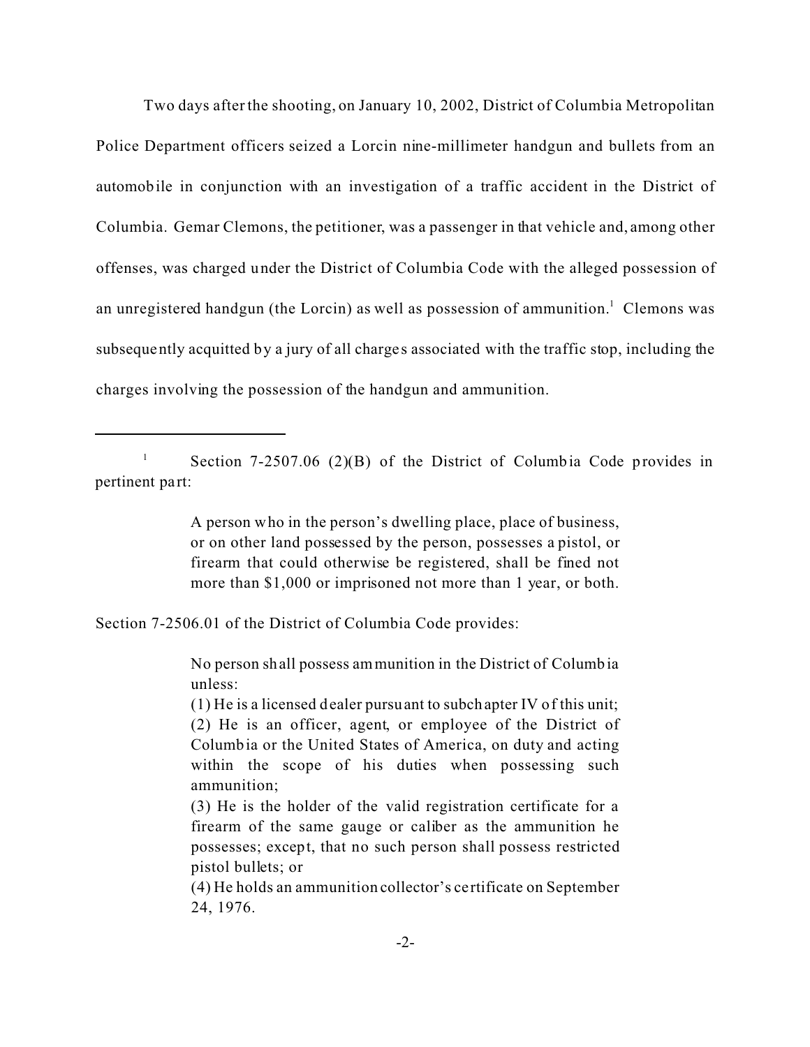Two days after the shooting, on January 10, 2002, District of Columbia Metropolitan Police Department officers seized a Lorcin nine-millimeter handgun and bullets from an automobile in conjunction with an investigation of a traffic accident in the District of Columbia. Gemar Clemons, the petitioner, was a passenger in that vehicle and, among other offenses, was charged under the District of Columbia Code with the alleged possession of an unregistered handgun (the Lorcin) as well as possession of ammunition.[1] Clemons was subsequently acquitted by a jury of all charges associated with the traffic stop, including the charges involving the possession of the handgun and ammunition.

---

[1] Section 7-2507.06 (2)(B) of the District of Columbia Code provides in pertinent part:

> A person who in the person's dwelling place, place of business, or on other land possessed by the person, possesses a pistol, or firearm that could otherwise be registered, shall be fined not more than $1,000 or imprisoned not more than 1 year, or both.

Section 7-2506.01 of the District of Columbia Code provides:

> No person shall possess ammunition in the District of Columbia unless:
> (1) He is a licensed dealer pursuant to subchapter IV of this unit;
> (2) He is an officer, agent, or employee of the District of Columbia or the United States of America, on duty and acting within the scope of his duties when possessing such ammunition;
> (3) He is the holder of the valid registration certificate for a firearm of the same gauge or caliber as the ammunition he possesses; except, that no such person shall possess restricted pistol bullets; or
> (4) He holds an ammunition collector's certificate on September 24, 1976.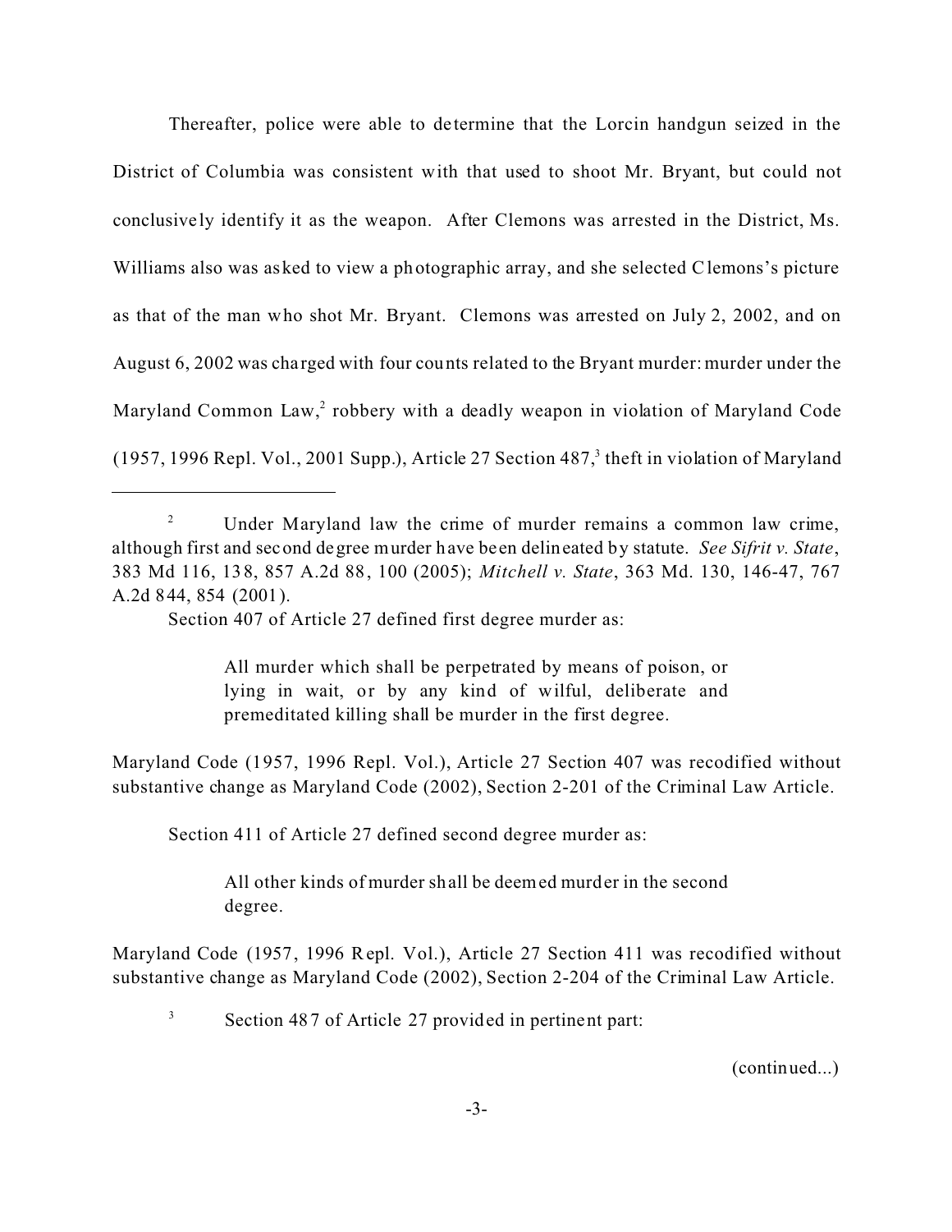Thereafter, police were able to determine that the Lorcin handgun seized in the District of Columbia was consistent with that used to shoot Mr. Bryant, but could not conclusively identify it as the weapon. After Clemons was arrested in the District, Ms. Williams also was asked to view a photographic array, and she selected Clemons's picture as that of the man who shot Mr. Bryant. Clemons was arrested on July 2, 2002, and on August 6, 2002 was charged with four counts related to the Bryant murder: murder under the Maryland Common Law,[2] robbery with a deadly weapon in violation of Maryland Code (1957, 1996 Repl. Vol., 2001 Supp.), Article 27 Section 487,[3] theft in violation of Maryland

---

[2] Under Maryland law the crime of murder remains a common law crime, although first and second degree murder have been delineated by statute. *See Sifrit v. State*, 383 Md 116, 138, 857 A.2d 88, 100 (2005); *Mitchell v. State*, 363 Md. 130, 146-47, 767 A.2d 844, 854 (2001).

Section 407 of Article 27 defined first degree murder as:

> All murder which shall be perpetrated by means of poison, or lying in wait, or by any kind of wilful, deliberate and premeditated killing shall be murder in the first degree.

Maryland Code (1957, 1996 Repl. Vol.), Article 27 Section 407 was recodified without substantive change as Maryland Code (2002), Section 2-201 of the Criminal Law Article.

Section 411 of Article 27 defined second degree murder as:

> All other kinds of murder shall be deemed murder in the second degree.

Maryland Code (1957, 1996 Repl. Vol.), Article 27 Section 411 was recodified without substantive change as Maryland Code (2002), Section 2-204 of the Criminal Law Article.

[3] Section 487 of Article 27 provided in pertinent part:

(continued...)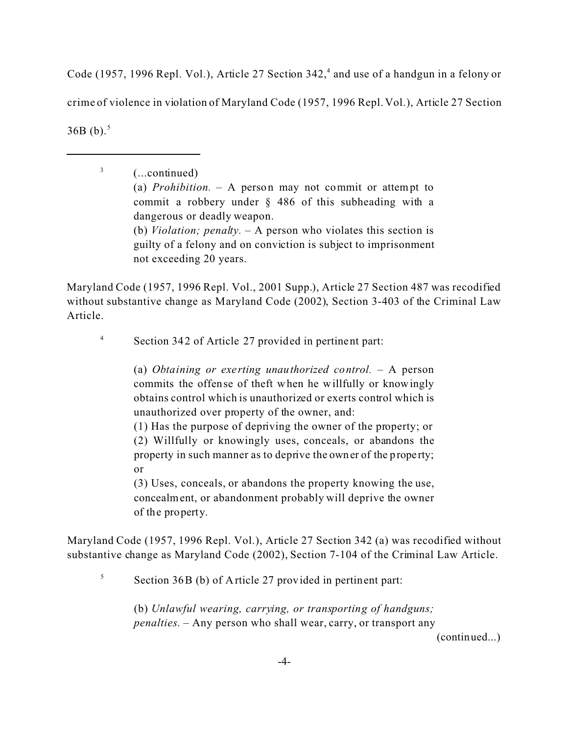Code (1957, 1996 Repl. Vol.), Article 27 Section 342,[4] and use of a handgun in a felony or crime of violence in violation of Maryland Code (1957, 1996 Repl. Vol.), Article 27 Section 36B (b).[5]

---

[3] (...continued)

> (a) *Prohibition.* – A person may not commit or attempt to commit a robbery under § 486 of this subheading with a dangerous or deadly weapon.
>
> (b) *Violation; penalty.* – A person who violates this section is guilty of a felony and on conviction is subject to imprisonment not exceeding 20 years.

Maryland Code (1957, 1996 Repl. Vol., 2001 Supp.), Article 27 Section 487 was recodified without substantive change as Maryland Code (2002), Section 3-403 of the Criminal Law Article.

[4] Section 342 of Article 27 provided in pertinent part:

> (a) *Obtaining or exerting unauthorized control.* – A person commits the offense of theft when he willfully or knowingly obtains control which is unauthorized or exerts control which is unauthorized over property of the owner, and:
>
> (1) Has the purpose of depriving the owner of the property; or
>
> (2) Willfully or knowingly uses, conceals, or abandons the property in such manner as to deprive the owner of the property; or
>
> (3) Uses, conceals, or abandons the property knowing the use, concealment, or abandonment probably will deprive the owner of the property.

Maryland Code (1957, 1996 Repl. Vol.), Article 27 Section 342 (a) was recodified without substantive change as Maryland Code (2002), Section 7-104 of the Criminal Law Article.

[5] Section 36B (b) of Article 27 provided in pertinent part:

> (b) *Unlawful wearing, carrying, or transporting of handguns; penalties.* – Any person who shall wear, carry, or transport any

(continued...)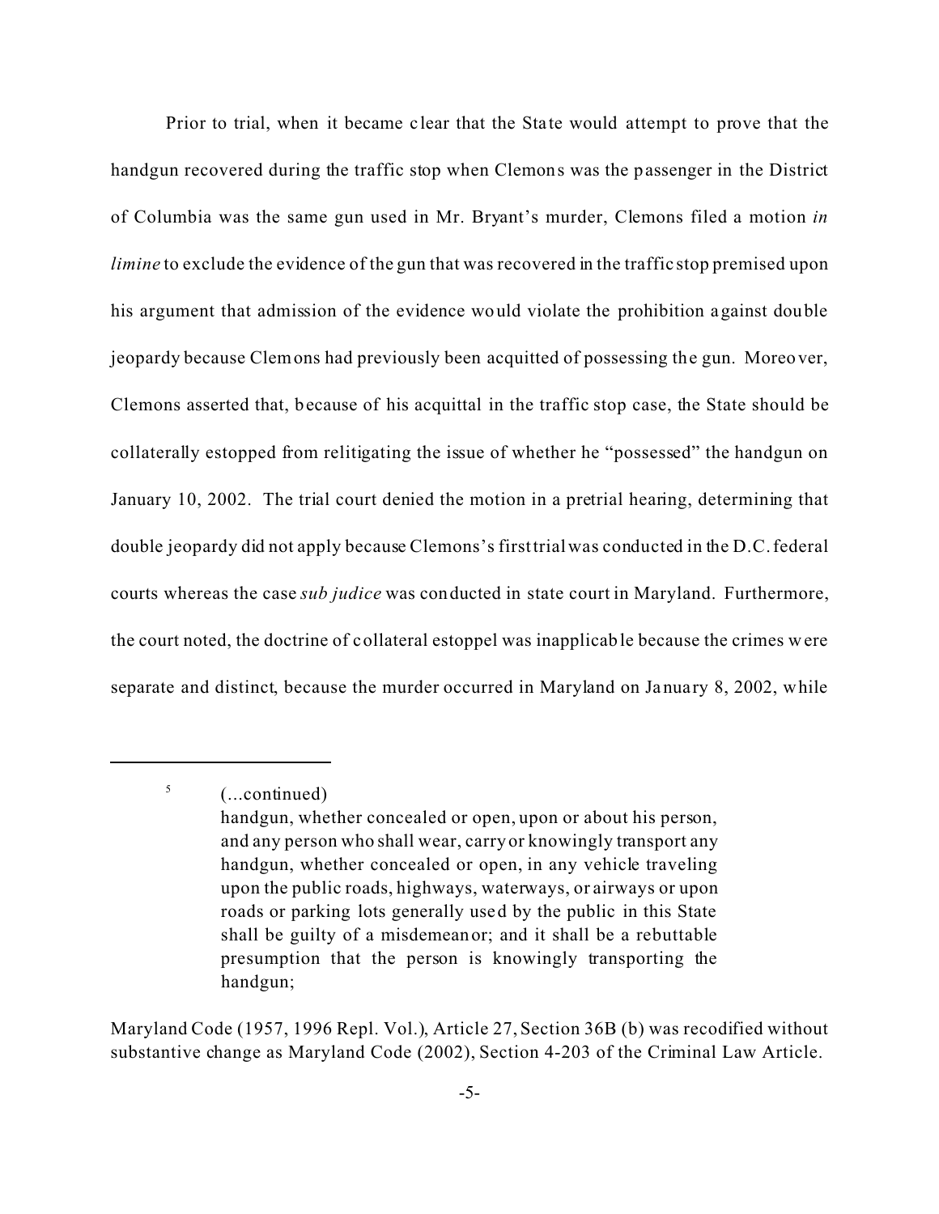Prior to trial, when it became clear that the State would attempt to prove that the handgun recovered during the traffic stop when Clemons was the passenger in the District of Columbia was the same gun used in Mr. Bryant's murder, Clemons filed a motion *in limine* to exclude the evidence of the gun that was recovered in the traffic stop premised upon his argument that admission of the evidence would violate the prohibition against double jeopardy because Clemons had previously been acquitted of possessing the gun. Moreover, Clemons asserted that, because of his acquittal in the traffic stop case, the State should be collaterally estopped from relitigating the issue of whether he "possessed" the handgun on January 10, 2002. The trial court denied the motion in a pretrial hearing, determining that double jeopardy did not apply because Clemons's first trial was conducted in the D.C. federal courts whereas the case *sub judice* was conducted in state court in Maryland. Furthermore, the court noted, the doctrine of collateral estoppel was inapplicable because the crimes were separate and distinct, because the murder occurred in Maryland on January 8, 2002, while

---

[5] (...continued)

> handgun, whether concealed or open, upon or about his person, and any person who shall wear, carry or knowingly transport any handgun, whether concealed or open, in any vehicle traveling upon the public roads, highways, waterways, or airways or upon roads or parking lots generally used by the public in this State shall be guilty of a misdemeanor; and it shall be a rebuttable presumption that the person is knowingly transporting the handgun;

Maryland Code (1957, 1996 Repl. Vol.), Article 27, Section 36B (b) was recodified without substantive change as Maryland Code (2002), Section 4-203 of the Criminal Law Article.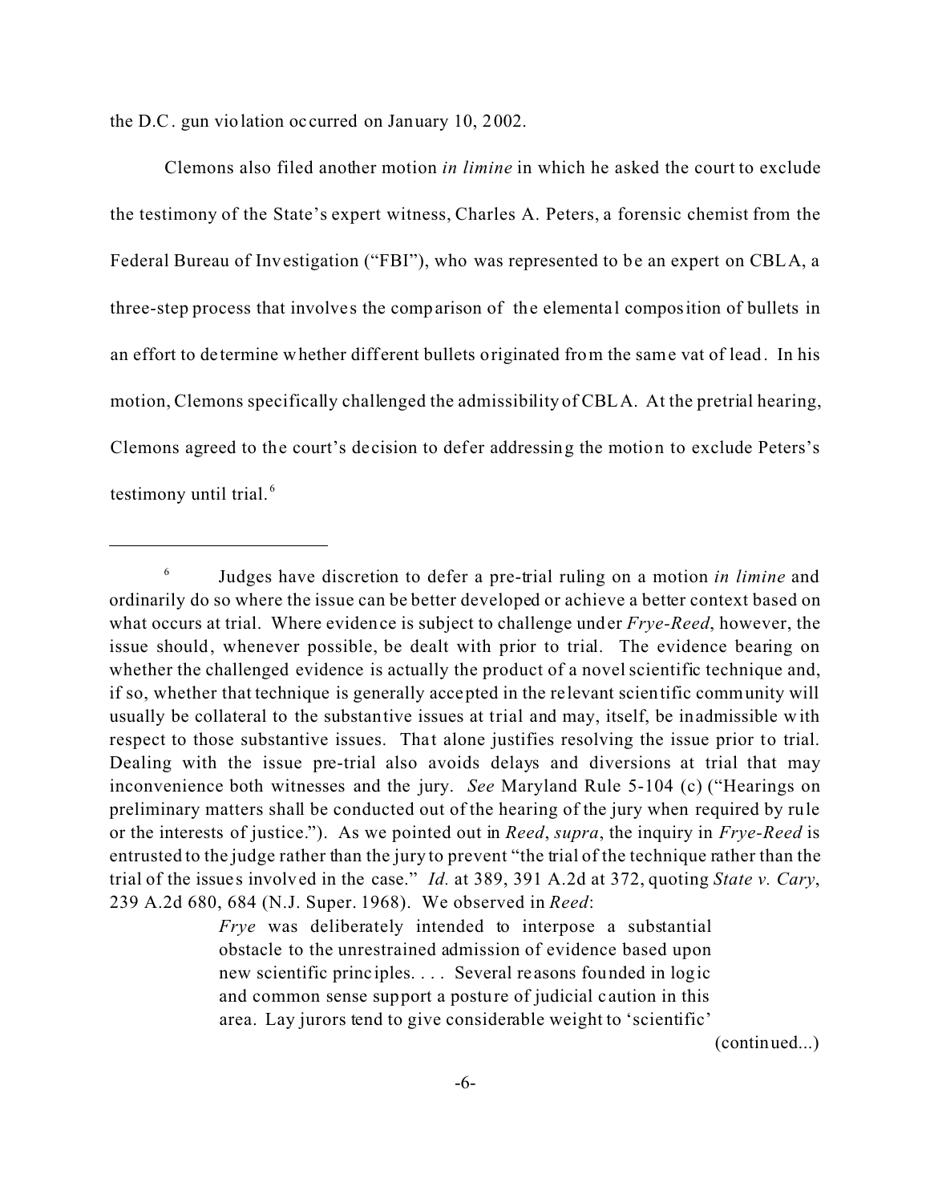the D.C. gun violation occurred on January 10, 2002.

Clemons also filed another motion *in limine* in which he asked the court to exclude the testimony of the State's expert witness, Charles A. Peters, a forensic chemist from the Federal Bureau of Investigation ("FBI"), who was represented to be an expert on CBLA, a three-step process that involves the comparison of the elemental composition of bullets in an effort to determine whether different bullets originated from the same vat of lead. In his motion, Clemons specifically challenged the admissibility of CBLA. At the pretrial hearing, Clemons agreed to the court's decision to defer addressing the motion to exclude Peters's testimony until trial.[6]

---

[6] Judges have discretion to defer a pre-trial ruling on a motion *in limine* and ordinarily do so where the issue can be better developed or achieve a better context based on what occurs at trial. Where evidence is subject to challenge under *Frye-Reed*, however, the issue should, whenever possible, be dealt with prior to trial. The evidence bearing on whether the challenged evidence is actually the product of a novel scientific technique and, if so, whether that technique is generally accepted in the relevant scientific community will usually be collateral to the substantive issues at trial and may, itself, be inadmissible with respect to those substantive issues. That alone justifies resolving the issue prior to trial. Dealing with the issue pre-trial also avoids delays and diversions at trial that may inconvenience both witnesses and the jury. *See* Maryland Rule 5-104 (c) ("Hearings on preliminary matters shall be conducted out of the hearing of the jury when required by rule or the interests of justice."). As we pointed out in *Reed*, *supra*, the inquiry in *Frye-Reed* is entrusted to the judge rather than the jury to prevent "the trial of the technique rather than the trial of the issues involved in the case." *Id.* at 389, 391 A.2d at 372, quoting *State v. Cary*, 239 A.2d 680, 684 (N.J. Super. 1968). We observed in *Reed*:

> *Frye* was deliberately intended to interpose a substantial obstacle to the unrestrained admission of evidence based upon new scientific principles. . . . Several reasons founded in logic and common sense support a posture of judicial caution in this area. Lay jurors tend to give considerable weight to 'scientific'

(continued...)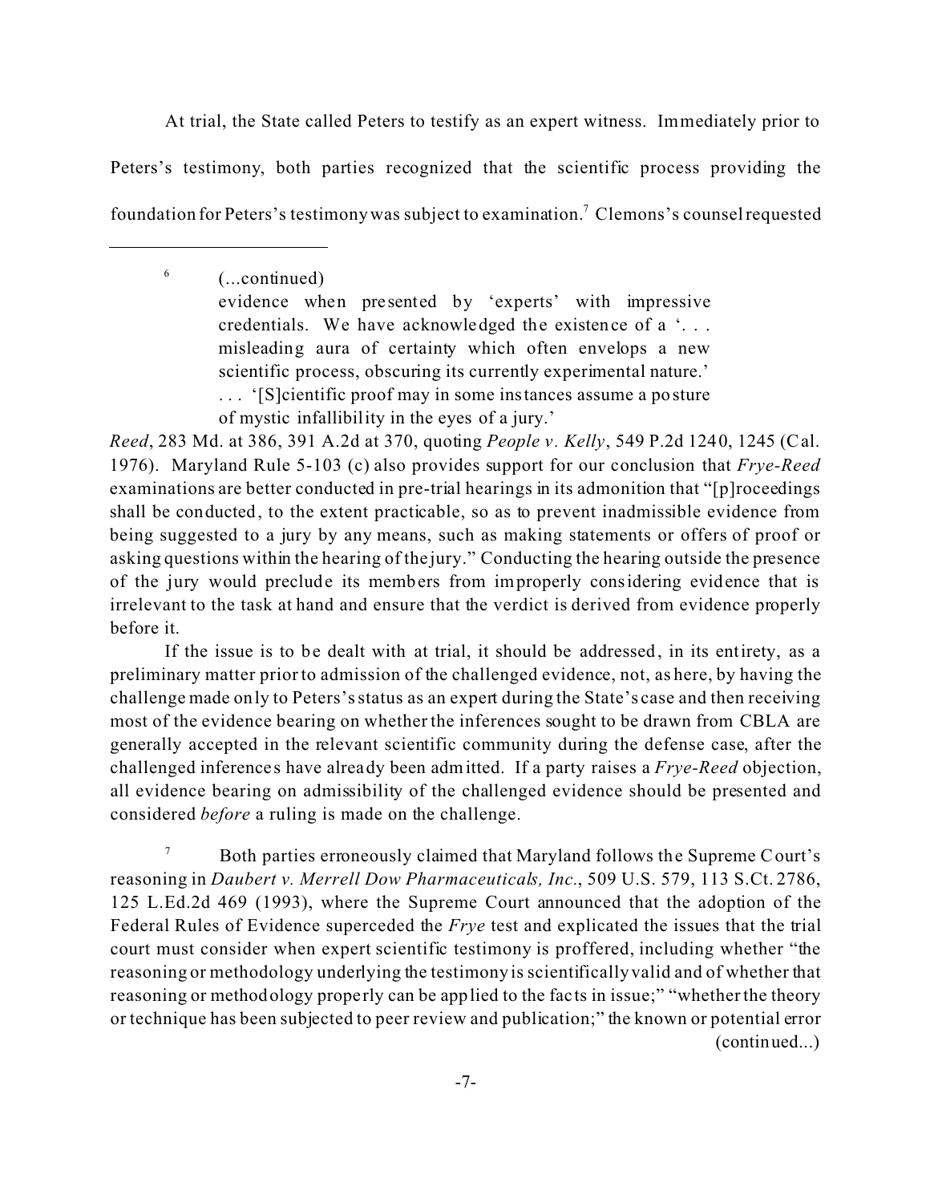At trial, the State called Peters to testify as an expert witness. Immediately prior to Peters's testimony, both parties recognized that the scientific process providing the foundation for Peters's testimony was subject to examination.[7] Clemons's counsel requested

---

[6] (...continued)

> evidence when presented by 'experts' with impressive credentials. We have acknowledged the existence of a '. . . misleading aura of certainty which often envelops a new scientific process, obscuring its currently experimental nature.' . . . '[S]cientific proof may in some instances assume a posture of mystic infallibility in the eyes of a jury.'

*Reed*, 283 Md. at 386, 391 A.2d at 370, quoting *People v. Kelly*, 549 P.2d 1240, 1245 (Cal. 1976). Maryland Rule 5-103 (c) also provides support for our conclusion that *Frye-Reed* examinations are better conducted in pre-trial hearings in its admonition that "[p]roceedings shall be conducted, to the extent practicable, so as to prevent inadmissible evidence from being suggested to a jury by any means, such as making statements or offers of proof or asking questions within the hearing of the jury." Conducting the hearing outside the presence of the jury would preclude its members from improperly considering evidence that is irrelevant to the task at hand and ensure that the verdict is derived from evidence properly before it.

If the issue is to be dealt with at trial, it should be addressed, in its entirety, as a preliminary matter prior to admission of the challenged evidence, not, as here, by having the challenge made only to Peters's status as an expert during the State's case and then receiving most of the evidence bearing on whether the inferences sought to be drawn from CBLA are generally accepted in the relevant scientific community during the defense case, after the challenged inferences have already been admitted. If a party raises a *Frye-Reed* objection, all evidence bearing on admissibility of the challenged evidence should be presented and considered *before* a ruling is made on the challenge.

[7] Both parties erroneously claimed that Maryland follows the Supreme Court's reasoning in *Daubert v. Merrell Dow Pharmaceuticals, Inc.*, 509 U.S. 579, 113 S.Ct. 2786, 125 L.Ed.2d 469 (1993), where the Supreme Court announced that the adoption of the Federal Rules of Evidence superceded the *Frye* test and explicated the issues that the trial court must consider when expert scientific testimony is proffered, including whether "the reasoning or methodology underlying the testimony is scientifically valid and of whether that reasoning or methodology properly can be applied to the facts in issue;" "whether the theory or technique has been subjected to peer review and publication;" the known or potential error (continued...)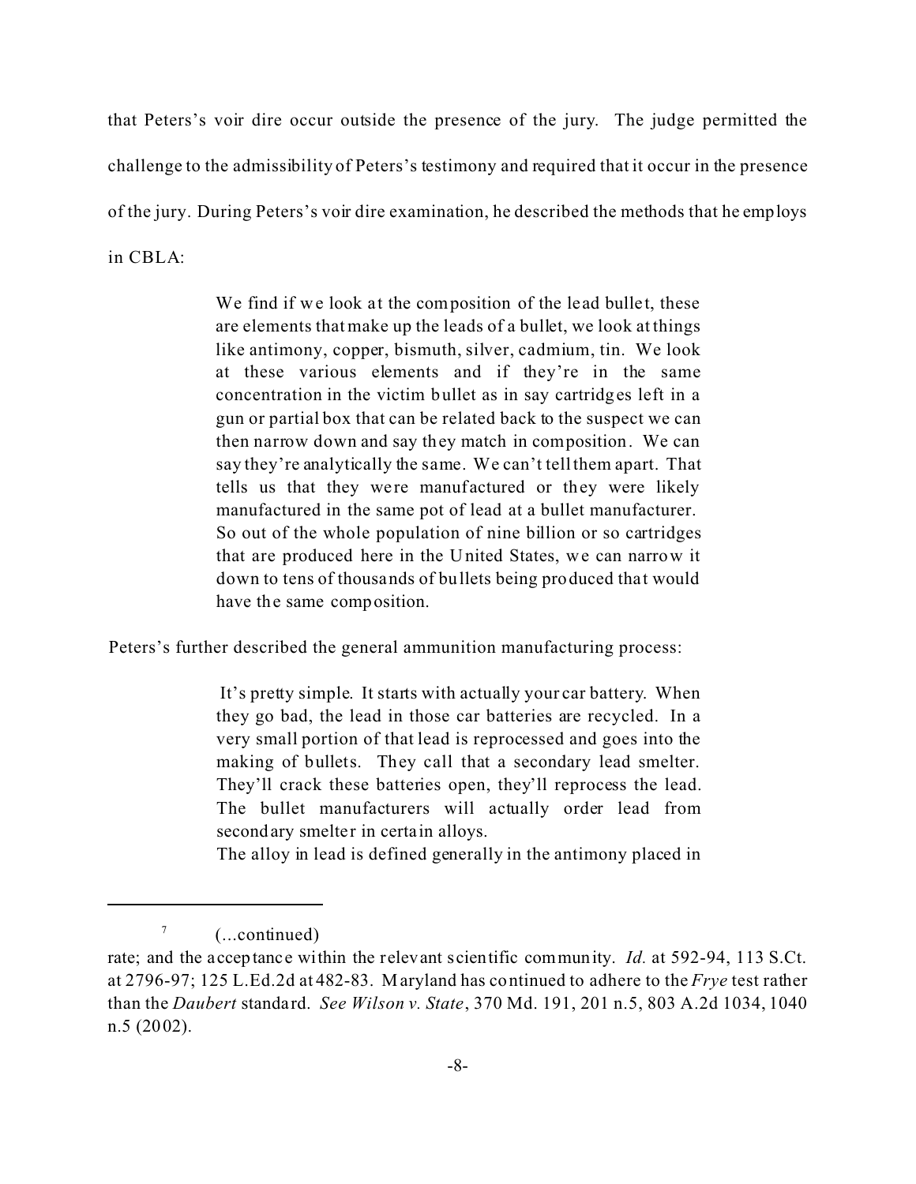that Peters's voir dire occur outside the presence of the jury. The judge permitted the challenge to the admissibility of Peters's testimony and required that it occur in the presence of the jury. During Peters's voir dire examination, he described the methods that he employs in CBLA:

> We find if we look at the composition of the lead bullet, these are elements that make up the leads of a bullet, we look at things like antimony, copper, bismuth, silver, cadmium, tin. We look at these various elements and if they're in the same concentration in the victim bullet as in say cartridges left in a gun or partial box that can be related back to the suspect we can then narrow down and say they match in composition. We can say they're analytically the same. We can't tell them apart. That tells us that they were manufactured or they were likely manufactured in the same pot of lead at a bullet manufacturer. So out of the whole population of nine billion or so cartridges that are produced here in the United States, we can narrow it down to tens of thousands of bullets being produced that would have the same composition.

Peters's further described the general ammunition manufacturing process:

> It's pretty simple. It starts with actually your car battery. When they go bad, the lead in those car batteries are recycled. In a very small portion of that lead is reprocessed and goes into the making of bullets. They call that a secondary lead smelter. They'll crack these batteries open, they'll reprocess the lead. The bullet manufacturers will actually order lead from secondary smelter in certain alloys.
>
> The alloy in lead is defined generally in the antimony placed in

---

[7] (...continued)

rate; and the acceptance within the relevant scientific community. *Id.* at 592-94, 113 S.Ct. at 2796-97; 125 L.Ed.2d at 482-83. Maryland has continued to adhere to the *Frye* test rather than the *Daubert* standard. *See Wilson v. State*, 370 Md. 191, 201 n.5, 803 A.2d 1034, 1040 n.5 (2002).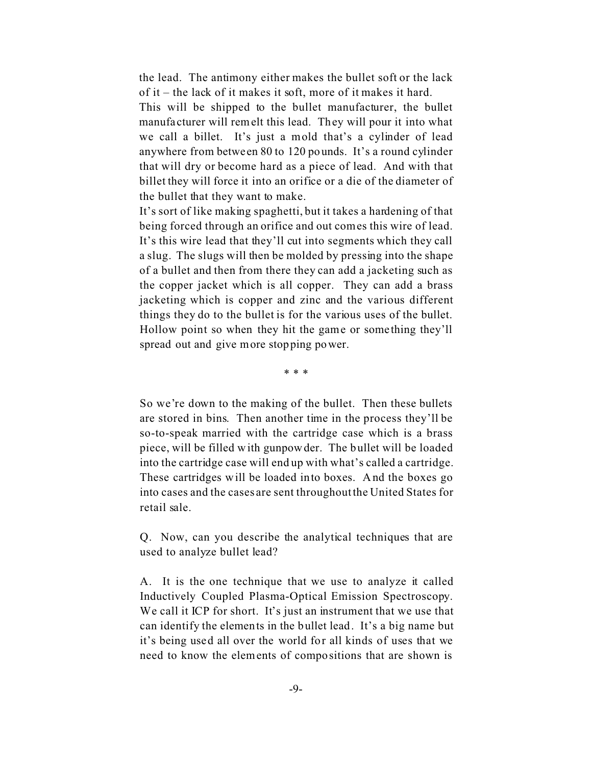the lead. The antimony either makes the bullet soft or the lack of it – the lack of it makes it soft, more of it makes it hard.

This will be shipped to the bullet manufacturer, the bullet manufacturer will remelt this lead. They will pour it into what we call a billet. It's just a mold that's a cylinder of lead anywhere from between 80 to 120 pounds. It's a round cylinder that will dry or become hard as a piece of lead. And with that billet they will force it into an orifice or a die of the diameter of the bullet that they want to make.

It's sort of like making spaghetti, but it takes a hardening of that being forced through an orifice and out comes this wire of lead. It's this wire lead that they'll cut into segments which they call a slug. The slugs will then be molded by pressing into the shape of a bullet and then from there they can add a jacketing such as the copper jacket which is all copper. They can add a brass jacketing which is copper and zinc and the various different things they do to the bullet is for the various uses of the bullet. Hollow point so when they hit the game or something they'll spread out and give more stopping power.

\* \* \*

So we're down to the making of the bullet. Then these bullets are stored in bins. Then another time in the process they'll be so-to-speak married with the cartridge case which is a brass piece, will be filled with gunpowder. The bullet will be loaded into the cartridge case will end up with what's called a cartridge. These cartridges will be loaded into boxes. And the boxes go into cases and the cases are sent throughout the United States for retail sale.

Q. Now, can you describe the analytical techniques that are used to analyze bullet lead?

A. It is the one technique that we use to analyze it called Inductively Coupled Plasma-Optical Emission Spectroscopy. We call it ICP for short. It's just an instrument that we use that can identify the elements in the bullet lead. It's a big name but it's being used all over the world for all kinds of uses that we need to know the elements of compositions that are shown is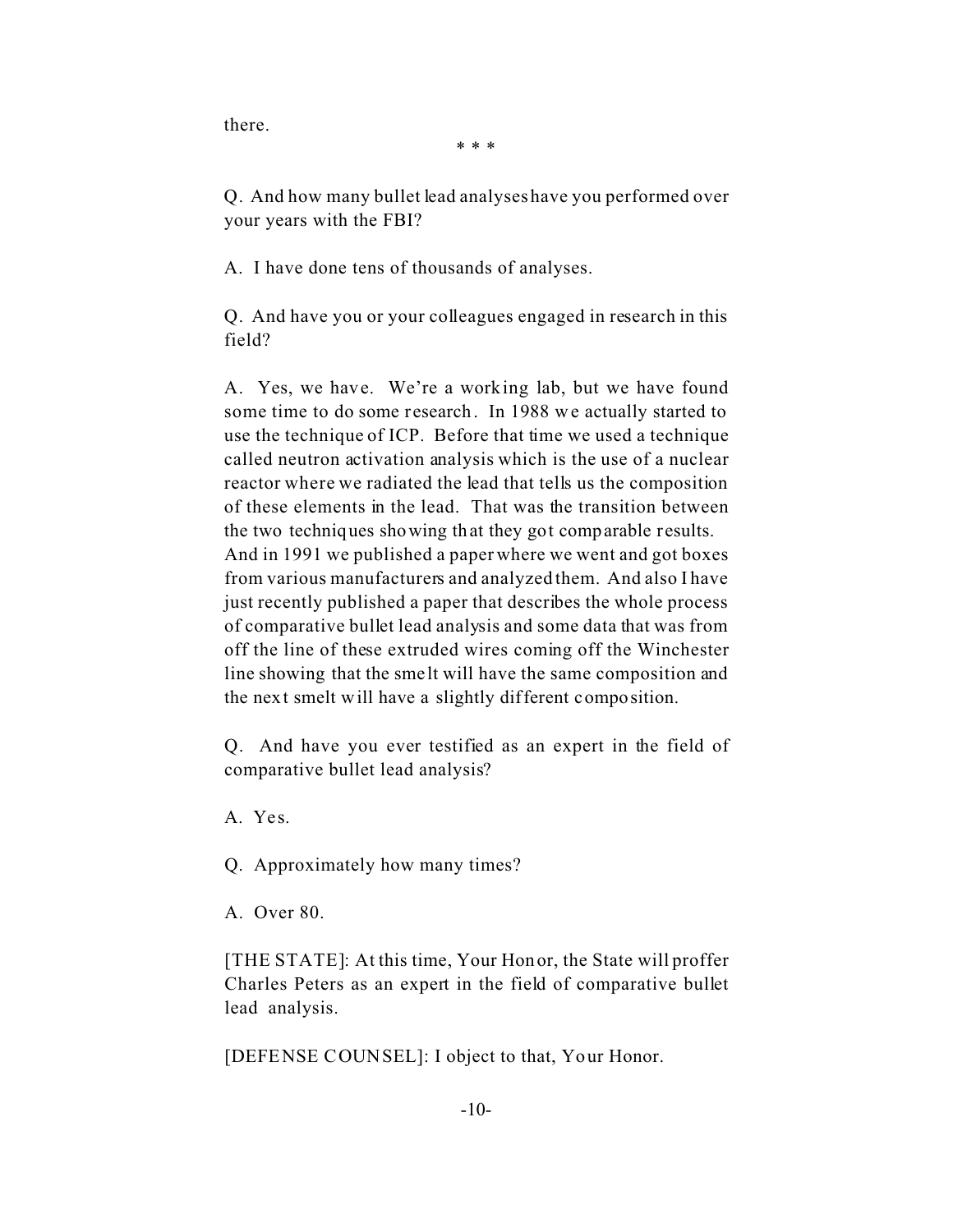there.

\* \* \*

Q. And how many bullet lead analyses have you performed over your years with the FBI?

A. I have done tens of thousands of analyses.

Q. And have you or your colleagues engaged in research in this field?

A. Yes, we have. We're a working lab, but we have found some time to do some research. In 1988 we actually started to use the technique of ICP. Before that time we used a technique called neutron activation analysis which is the use of a nuclear reactor where we radiated the lead that tells us the composition of these elements in the lead. That was the transition between the two techniques showing that they got comparable results. And in 1991 we published a paper where we went and got boxes from various manufacturers and analyzed them. And also I have just recently published a paper that describes the whole process of comparative bullet lead analysis and some data that was from off the line of these extruded wires coming off the Winchester line showing that the smelt will have the same composition and the next smelt will have a slightly different composition.

Q. And have you ever testified as an expert in the field of comparative bullet lead analysis?

A. Yes.

Q. Approximately how many times?

A. Over 80.

[THE STATE]: At this time, Your Honor, the State will proffer Charles Peters as an expert in the field of comparative bullet lead analysis.

[DEFENSE COUNSEL]: I object to that, Your Honor.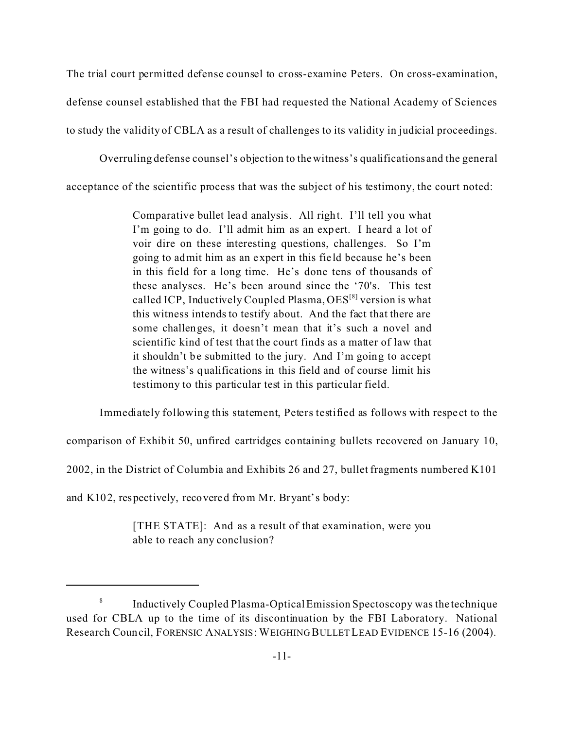The trial court permitted defense counsel to cross-examine Peters. On cross-examination, defense counsel established that the FBI had requested the National Academy of Sciences to study the validity of CBLA as a result of challenges to its validity in judicial proceedings.

Overruling defense counsel's objection to the witness's qualifications and the general acceptance of the scientific process that was the subject of his testimony, the court noted:

> Comparative bullet lead analysis. All right. I'll tell you what I'm going to do. I'll admit him as an expert. I heard a lot of voir dire on these interesting questions, challenges. So I'm going to admit him as an expert in this field because he's been in this field for a long time. He's done tens of thousands of these analyses. He's been around since the '70's. This test called ICP, Inductively Coupled Plasma, OES[8] version is what this witness intends to testify about. And the fact that there are some challenges, it doesn't mean that it's such a novel and scientific kind of test that the court finds as a matter of law that it shouldn't be submitted to the jury. And I'm going to accept the witness's qualifications in this field and of course limit his testimony to this particular test in this particular field.

Immediately following this statement, Peters testified as follows with respect to the comparison of Exhibit 50, unfired cartridges containing bullets recovered on January 10, 2002, in the District of Columbia and Exhibits 26 and 27, bullet fragments numbered K101 and K102, respectively, recovered from Mr. Bryant's body:

> [THE STATE]: And as a result of that examination, were you able to reach any conclusion?

---

[8] Inductively Coupled Plasma-Optical Emission Spectoscopy was the technique used for CBLA up to the time of its discontinuation by the FBI Laboratory. National Research Council, FORENSIC ANALYSIS: WEIGHING BULLET LEAD EVIDENCE 15-16 (2004).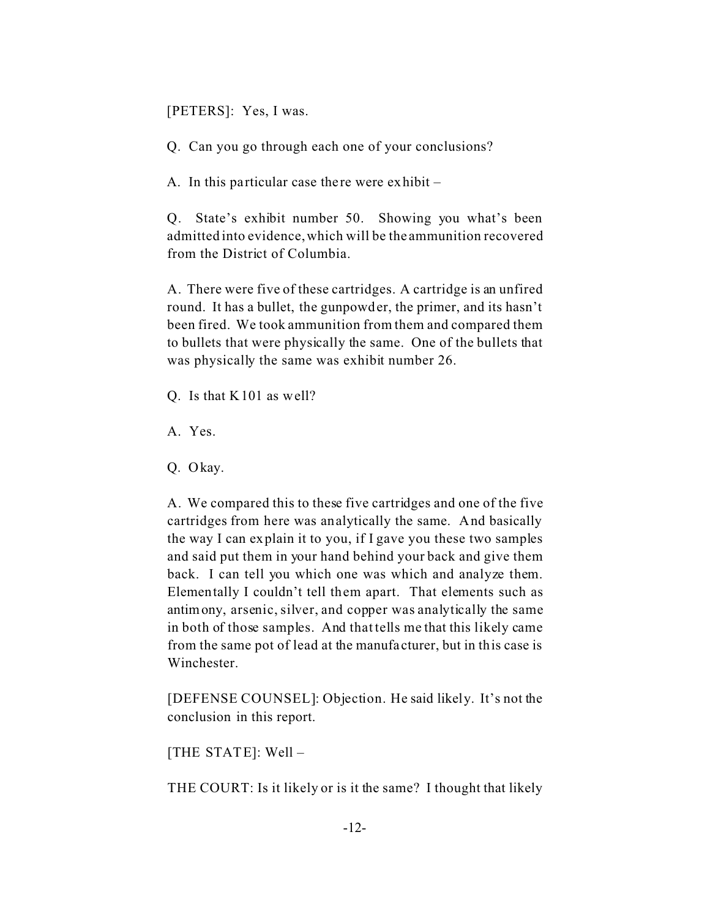[PETERS]: Yes, I was.

Q. Can you go through each one of your conclusions?

A. In this particular case there were exhibit –

Q. State's exhibit number 50. Showing you what's been admitted into evidence, which will be the ammunition recovered from the District of Columbia.

A. There were five of these cartridges. A cartridge is an unfired round. It has a bullet, the gunpowder, the primer, and its hasn't been fired. We took ammunition from them and compared them to bullets that were physically the same. One of the bullets that was physically the same was exhibit number 26.

Q. Is that K101 as well?

A. Yes.

Q. Okay.

A. We compared this to these five cartridges and one of the five cartridges from here was analytically the same. And basically the way I can explain it to you, if I gave you these two samples and said put them in your hand behind your back and give them back. I can tell you which one was which and analyze them. Elementally I couldn't tell them apart. That elements such as antimony, arsenic, silver, and copper was analytically the same in both of those samples. And that tells me that this likely came from the same pot of lead at the manufacturer, but in this case is Winchester.

[DEFENSE COUNSEL]: Objection. He said likely. It's not the conclusion in this report.

[THE STATE]: Well –

THE COURT: Is it likely or is it the same? I thought that likely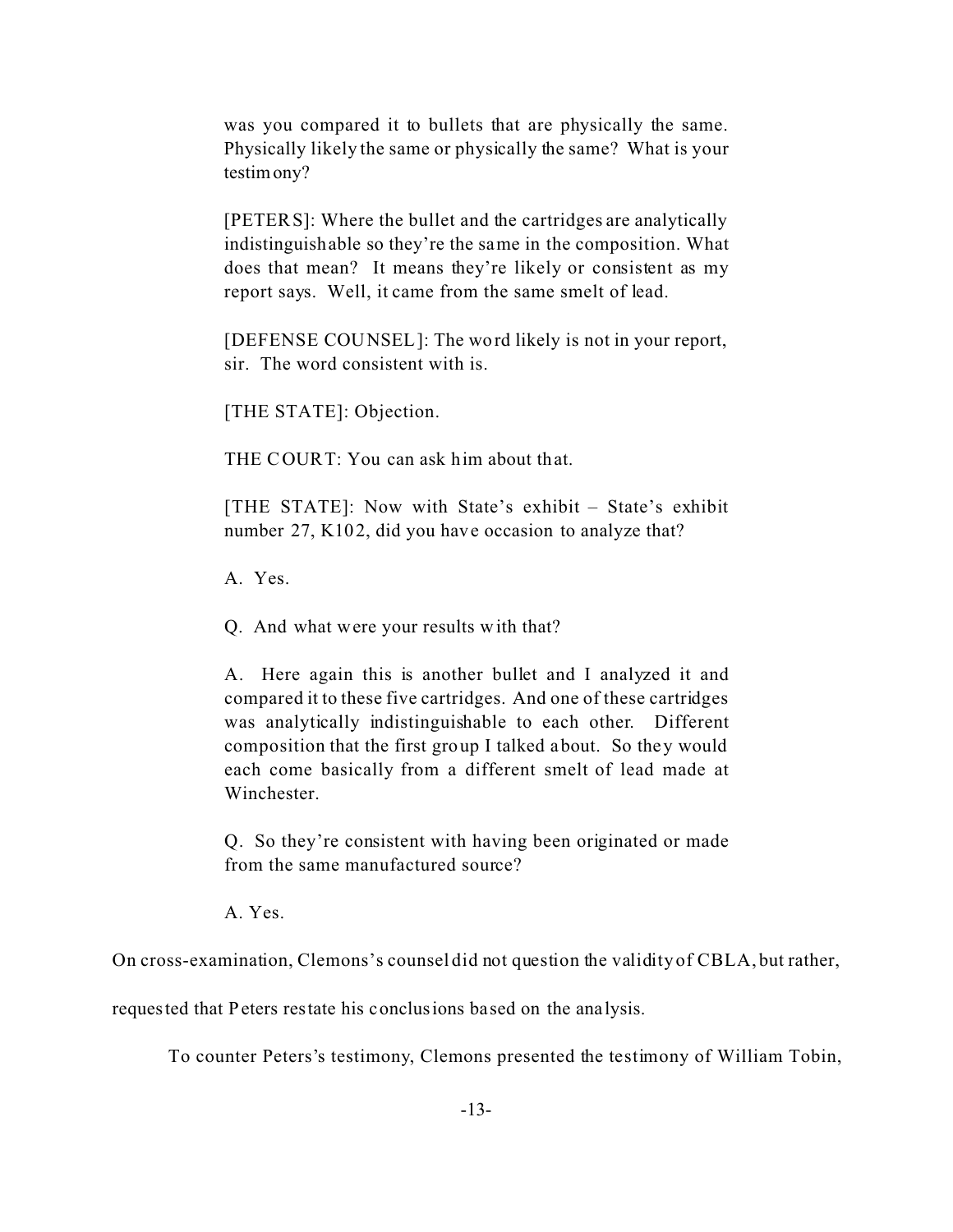was you compared it to bullets that are physically the same. Physically likely the same or physically the same? What is your testimony?

[PETERS]: Where the bullet and the cartridges are analytically indistinguishable so they're the same in the composition. What does that mean? It means they're likely or consistent as my report says. Well, it came from the same smelt of lead.

[DEFENSE COUNSEL]: The word likely is not in your report, sir. The word consistent with is.

[THE STATE]: Objection.

THE COURT: You can ask him about that.

[THE STATE]: Now with State's exhibit – State's exhibit number 27, K102, did you have occasion to analyze that?

A. Yes.

Q. And what were your results with that?

A. Here again this is another bullet and I analyzed it and compared it to these five cartridges. And one of these cartridges was analytically indistinguishable to each other. Different composition that the first group I talked about. So they would each come basically from a different smelt of lead made at Winchester.

Q. So they're consistent with having been originated or made from the same manufactured source?

A. Yes.

On cross-examination, Clemons's counsel did not question the validity of CBLA, but rather, requested that Peters restate his conclusions based on the analysis.

To counter Peters's testimony, Clemons presented the testimony of William Tobin,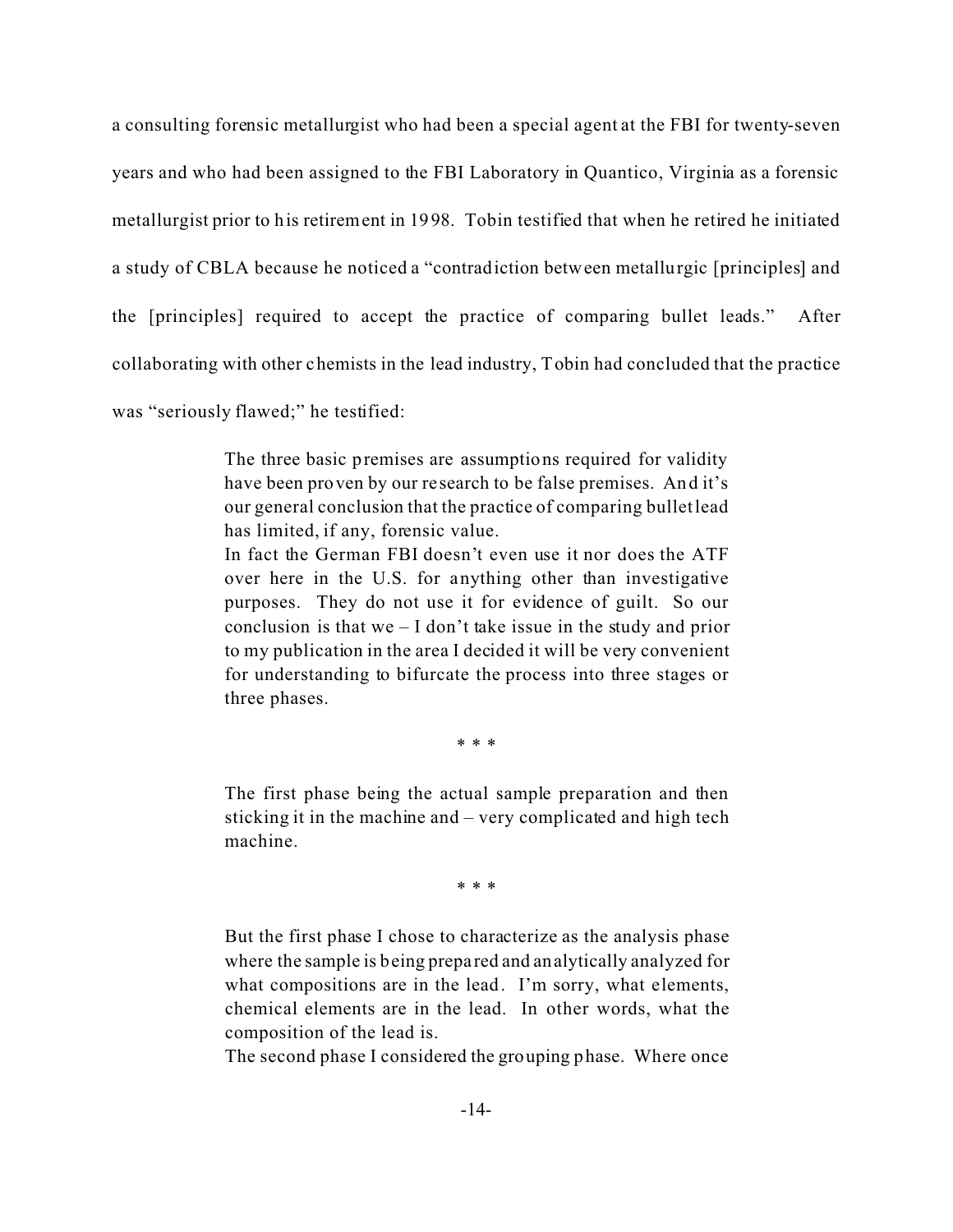a consulting forensic metallurgist who had been a special agent at the FBI for twenty-seven years and who had been assigned to the FBI Laboratory in Quantico, Virginia as a forensic metallurgist prior to his retirement in 1998. Tobin testified that when he retired he initiated a study of CBLA because he noticed a "contradiction between metallurgic [principles] and the [principles] required to accept the practice of comparing bullet leads." After collaborating with other chemists in the lead industry, Tobin had concluded that the practice was "seriously flawed;" he testified:

> The three basic premises are assumptions required for validity have been proven by our research to be false premises. And it's our general conclusion that the practice of comparing bullet lead has limited, if any, forensic value.
>
> In fact the German FBI doesn't even use it nor does the ATF over here in the U.S. for anything other than investigative purposes. They do not use it for evidence of guilt. So our conclusion is that we – I don't take issue in the study and prior to my publication in the area I decided it will be very convenient for understanding to bifurcate the process into three stages or three phases.
>
> \* \* \*
>
> The first phase being the actual sample preparation and then sticking it in the machine and – very complicated and high tech machine.
>
> \* \* \*
>
> But the first phase I chose to characterize as the analysis phase where the sample is being prepared and analytically analyzed for what compositions are in the lead. I'm sorry, what elements, chemical elements are in the lead. In other words, what the composition of the lead is.
>
> The second phase I considered the grouping phase. Where once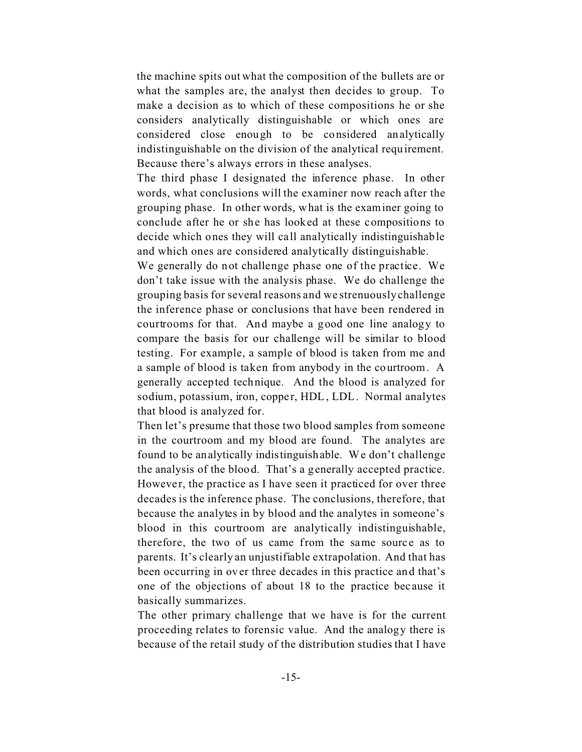the machine spits out what the composition of the bullets are or what the samples are, the analyst then decides to group. To make a decision as to which of these compositions he or she considers analytically distinguishable or which ones are considered close enough to be considered analytically indistinguishable on the division of the analytical requirement. Because there's always errors in these analyses.

The third phase I designated the inference phase. In other words, what conclusions will the examiner now reach after the grouping phase. In other words, what is the examiner going to conclude after he or she has looked at these compositions to decide which ones they will call analytically indistinguishable and which ones are considered analytically distinguishable.

We generally do not challenge phase one of the practice. We don't take issue with the analysis phase. We do challenge the grouping basis for several reasons and we strenuously challenge the inference phase or conclusions that have been rendered in courtrooms for that. And maybe a good one line analogy to compare the basis for our challenge will be similar to blood testing. For example, a sample of blood is taken from me and a sample of blood is taken from anybody in the courtroom. A generally accepted technique. And the blood is analyzed for sodium, potassium, iron, copper, HDL, LDL. Normal analytes that blood is analyzed for.

Then let's presume that those two blood samples from someone in the courtroom and my blood are found. The analytes are found to be analytically indistinguishable. We don't challenge the analysis of the blood. That's a generally accepted practice. However, the practice as I have seen it practiced for over three decades is the inference phase. The conclusions, therefore, that because the analytes in by blood and the analytes in someone's blood in this courtroom are analytically indistinguishable, therefore, the two of us came from the same source as to parents. It's clearly an unjustifiable extrapolation. And that has been occurring in over three decades in this practice and that's one of the objections of about 18 to the practice because it basically summarizes.

The other primary challenge that we have is for the current proceeding relates to forensic value. And the analogy there is because of the retail study of the distribution studies that I have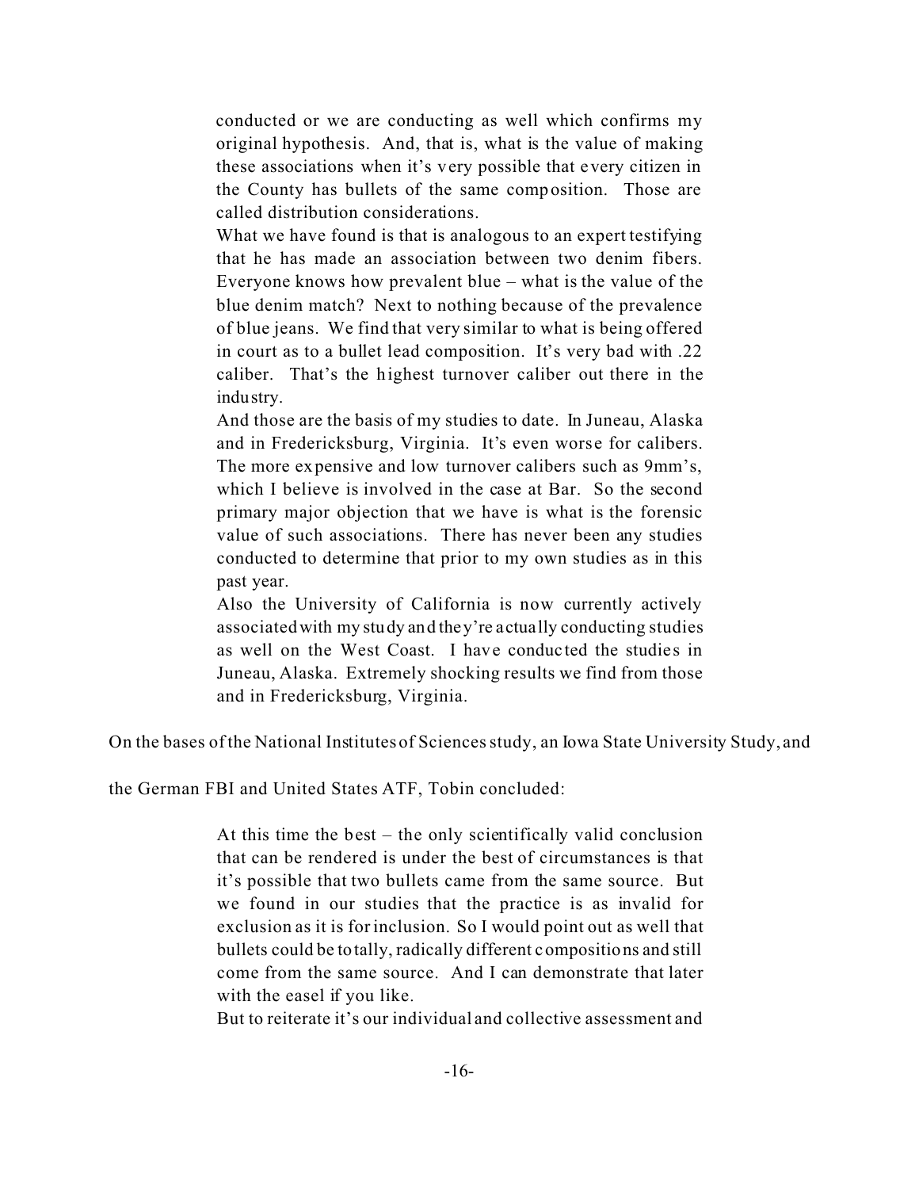> conducted or we are conducting as well which confirms my original hypothesis. And, that is, what is the value of making these associations when it's very possible that every citizen in the County has bullets of the same composition. Those are called distribution considerations.
>
> What we have found is that is analogous to an expert testifying that he has made an association between two denim fibers. Everyone knows how prevalent blue – what is the value of the blue denim match? Next to nothing because of the prevalence of blue jeans. We find that very similar to what is being offered in court as to a bullet lead composition. It's very bad with .22 caliber. That's the highest turnover caliber out there in the industry.
>
> And those are the basis of my studies to date. In Juneau, Alaska and in Fredericksburg, Virginia. It's even worse for calibers. The more expensive and low turnover calibers such as 9mm's, which I believe is involved in the case at Bar. So the second primary major objection that we have is what is the forensic value of such associations. There has never been any studies conducted to determine that prior to my own studies as in this past year.
>
> Also the University of California is now currently actively associated with my study and they're actually conducting studies as well on the West Coast. I have conducted the studies in Juneau, Alaska. Extremely shocking results we find from those and in Fredericksburg, Virginia.

On the bases of the National Institutes of Sciences study, an Iowa State University Study, and the German FBI and United States ATF, Tobin concluded:

> At this time the best – the only scientifically valid conclusion that can be rendered is under the best of circumstances is that it's possible that two bullets came from the same source. But we found in our studies that the practice is as invalid for exclusion as it is for inclusion. So I would point out as well that bullets could be totally, radically different compositions and still come from the same source. And I can demonstrate that later with the easel if you like.
>
> But to reiterate it's our individual and collective assessment and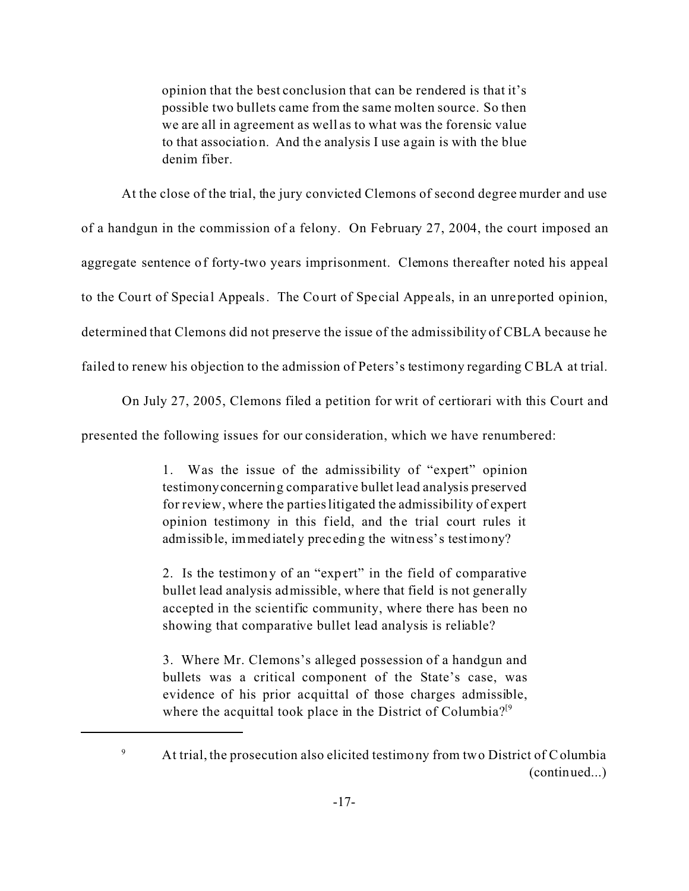> opinion that the best conclusion that can be rendered is that it's possible two bullets came from the same molten source. So then we are all in agreement as well as to what was the forensic value to that association. And the analysis I use again is with the blue denim fiber.

At the close of the trial, the jury convicted Clemons of second degree murder and use of a handgun in the commission of a felony. On February 27, 2004, the court imposed an aggregate sentence of forty-two years imprisonment. Clemons thereafter noted his appeal to the Court of Special Appeals. The Court of Special Appeals, in an unreported opinion, determined that Clemons did not preserve the issue of the admissibility of CBLA because he failed to renew his objection to the admission of Peters's testimony regarding CBLA at trial.

On July 27, 2005, Clemons filed a petition for writ of certiorari with this Court and presented the following issues for our consideration, which we have renumbered:

> 1. Was the issue of the admissibility of "expert" opinion testimony concerning comparative bullet lead analysis preserved for review, where the parties litigated the admissibility of expert opinion testimony in this field, and the trial court rules it admissible, immediately preceding the witness's testimony?
>
> 2. Is the testimony of an "expert" in the field of comparative bullet lead analysis admissible, where that field is not generally accepted in the scientific community, where there has been no showing that comparative bullet lead analysis is reliable?
>
> 3. Where Mr. Clemons's alleged possession of a handgun and bullets was a critical component of the State's case, was evidence of his prior acquittal of those charges admissible, where the acquittal took place in the District of Columbia?[9]

---

[9] At trial, the prosecution also elicited testimony from two District of Columbia (continued...)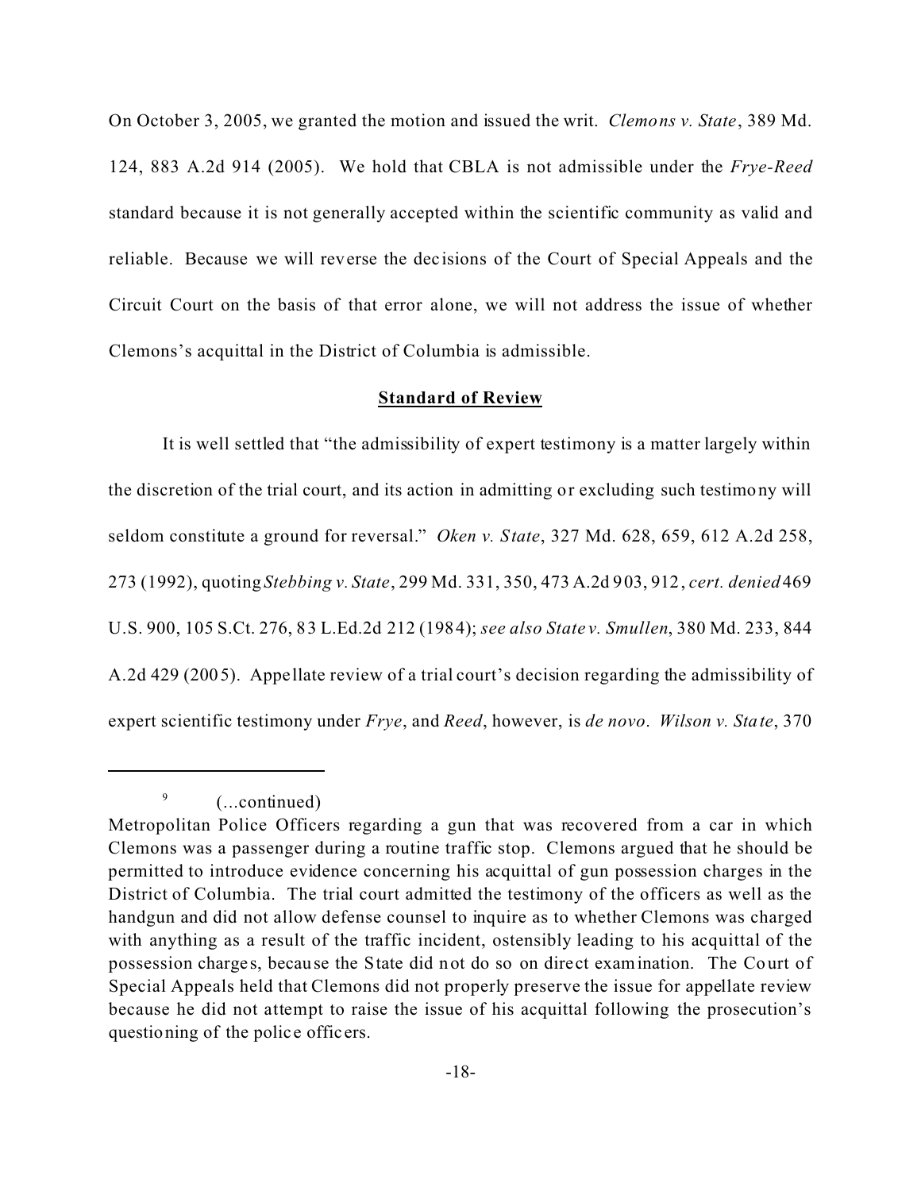On October 3, 2005, we granted the motion and issued the writ. *Clemons v. State*, 389 Md. 124, 883 A.2d 914 (2005). We hold that CBLA is not admissible under the *Frye-Reed* standard because it is not generally accepted within the scientific community as valid and reliable. Because we will reverse the decisions of the Court of Special Appeals and the Circuit Court on the basis of that error alone, we will not address the issue of whether Clemons's acquittal in the District of Columbia is admissible.

**Standard of Review**

It is well settled that "the admissibility of expert testimony is a matter largely within the discretion of the trial court, and its action in admitting or excluding such testimony will seldom constitute a ground for reversal." *Oken v. State*, 327 Md. 628, 659, 612 A.2d 258, 273 (1992), quoting *Stebbing v. State*, 299 Md. 331, 350, 473 A.2d 903, 912, *cert. denied* 469 U.S. 900, 105 S.Ct. 276, 83 L.Ed.2d 212 (1984); *see also State v. Smullen*, 380 Md. 233, 844 A.2d 429 (2005). Appellate review of a trial court's decision regarding the admissibility of expert scientific testimony under *Frye*, and *Reed*, however, is *de novo*. *Wilson v. State*, 370

---

[9] (...continued)
Metropolitan Police Officers regarding a gun that was recovered from a car in which Clemons was a passenger during a routine traffic stop. Clemons argued that he should be permitted to introduce evidence concerning his acquittal of gun possession charges in the District of Columbia. The trial court admitted the testimony of the officers as well as the handgun and did not allow defense counsel to inquire as to whether Clemons was charged with anything as a result of the traffic incident, ostensibly leading to his acquittal of the possession charges, because the State did not do so on direct examination. The Court of Special Appeals held that Clemons did not properly preserve the issue for appellate review because he did not attempt to raise the issue of his acquittal following the prosecution's questioning of the police officers.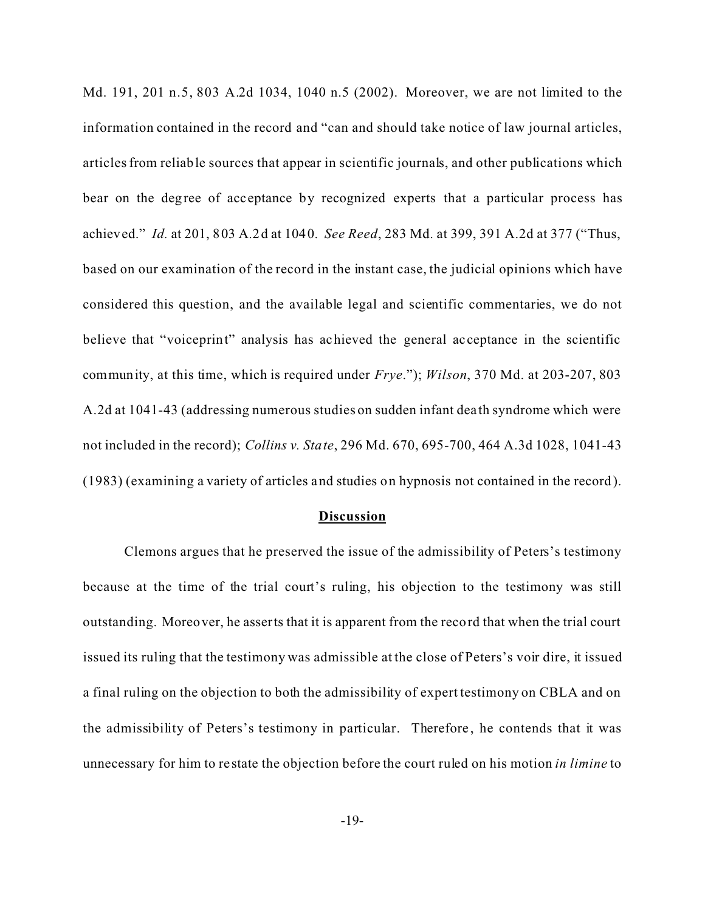Md. 191, 201 n.5, 803 A.2d 1034, 1040 n.5 (2002). Moreover, we are not limited to the information contained in the record and "can and should take notice of law journal articles, articles from reliable sources that appear in scientific journals, and other publications which bear on the degree of acceptance by recognized experts that a particular process has achieved." *Id.* at 201, 803 A.2d at 1040. *See Reed*, 283 Md. at 399, 391 A.2d at 377 ("Thus, based on our examination of the record in the instant case, the judicial opinions which have considered this question, and the available legal and scientific commentaries, we do not believe that "voiceprint" analysis has achieved the general acceptance in the scientific community, at this time, which is required under *Frye*."); *Wilson*, 370 Md. at 203-207, 803 A.2d at 1041-43 (addressing numerous studies on sudden infant death syndrome which were not included in the record); *Collins v. State*, 296 Md. 670, 695-700, 464 A.3d 1028, 1041-43 (1983) (examining a variety of articles and studies on hypnosis not contained in the record).

**Discussion**

Clemons argues that he preserved the issue of the admissibility of Peters's testimony because at the time of the trial court's ruling, his objection to the testimony was still outstanding. Moreover, he asserts that it is apparent from the record that when the trial court issued its ruling that the testimony was admissible at the close of Peters's voir dire, it issued a final ruling on the objection to both the admissibility of expert testimony on CBLA and on the admissibility of Peters's testimony in particular. Therefore, he contends that it was unnecessary for him to restate the objection before the court ruled on his motion *in limine* to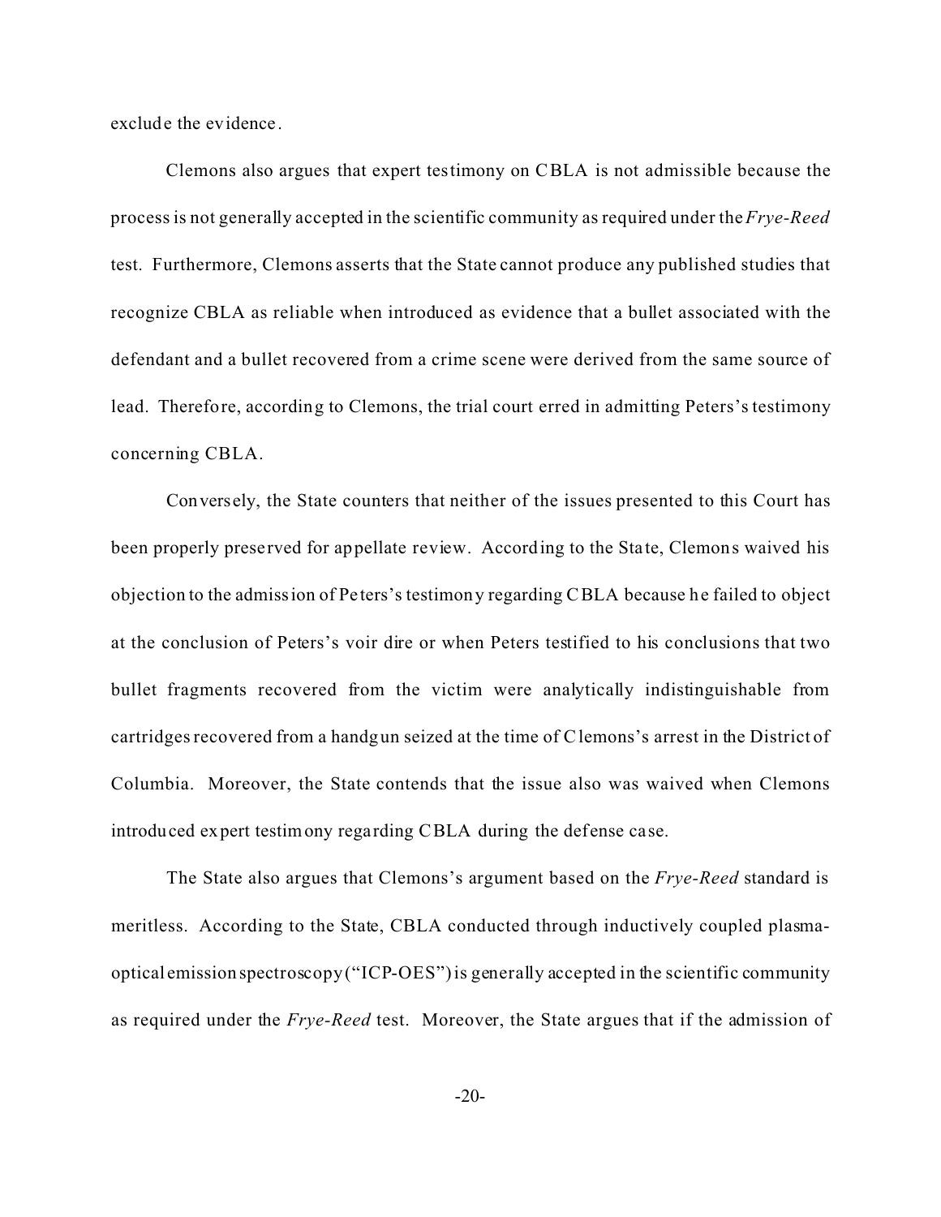exclude the evidence.

Clemons also argues that expert testimony on CBLA is not admissible because the process is not generally accepted in the scientific community as required under the *Frye-Reed* test. Furthermore, Clemons asserts that the State cannot produce any published studies that recognize CBLA as reliable when introduced as evidence that a bullet associated with the defendant and a bullet recovered from a crime scene were derived from the same source of lead. Therefore, according to Clemons, the trial court erred in admitting Peters's testimony concerning CBLA.

Conversely, the State counters that neither of the issues presented to this Court has been properly preserved for appellate review. According to the State, Clemons waived his objection to the admission of Peters's testimony regarding CBLA because he failed to object at the conclusion of Peters's voir dire or when Peters testified to his conclusions that two bullet fragments recovered from the victim were analytically indistinguishable from cartridges recovered from a handgun seized at the time of Clemons's arrest in the District of Columbia. Moreover, the State contends that the issue also was waived when Clemons introduced expert testimony regarding CBLA during the defense case.

The State also argues that Clemons's argument based on the *Frye-Reed* standard is meritless. According to the State, CBLA conducted through inductively coupled plasma-optical emission spectroscopy ("ICP-OES") is generally accepted in the scientific community as required under the *Frye-Reed* test. Moreover, the State argues that if the admission of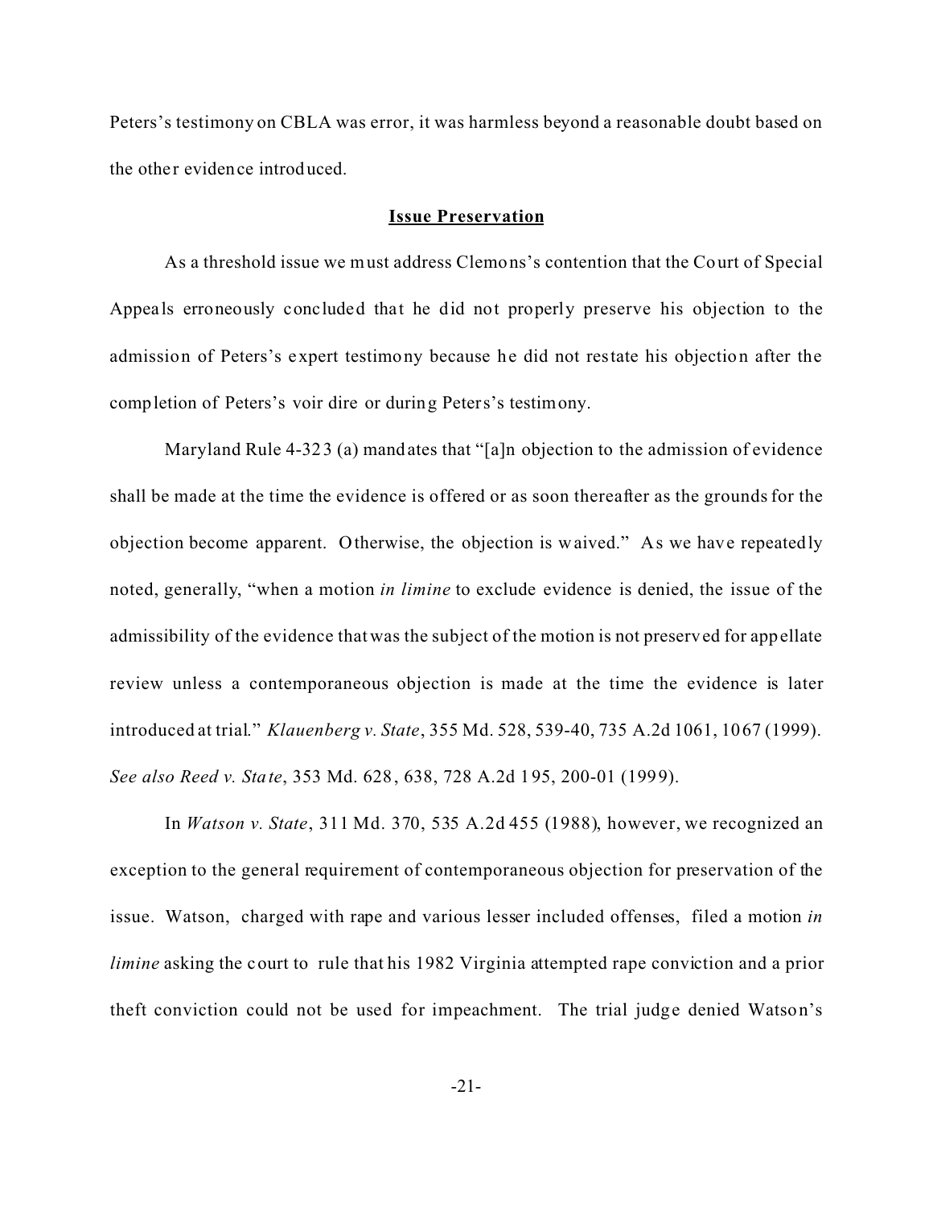Peters's testimony on CBLA was error, it was harmless beyond a reasonable doubt based on the other evidence introduced.

**Issue Preservation**

As a threshold issue we must address Clemons's contention that the Court of Special Appeals erroneously concluded that he did not properly preserve his objection to the admission of Peters's expert testimony because he did not restate his objection after the completion of Peters's voir dire or during Peters's testimony.

Maryland Rule 4-323 (a) mandates that "[a]n objection to the admission of evidence shall be made at the time the evidence is offered or as soon thereafter as the grounds for the objection become apparent. Otherwise, the objection is waived." As we have repeatedly noted, generally, "when a motion *in limine* to exclude evidence is denied, the issue of the admissibility of the evidence that was the subject of the motion is not preserved for appellate review unless a contemporaneous objection is made at the time the evidence is later introduced at trial." *Klauenberg v. State*, 355 Md. 528, 539-40, 735 A.2d 1061, 1067 (1999). *See also Reed v. State*, 353 Md. 628, 638, 728 A.2d 195, 200-01 (1999).

In *Watson v. State*, 311 Md. 370, 535 A.2d 455 (1988), however, we recognized an exception to the general requirement of contemporaneous objection for preservation of the issue. Watson, charged with rape and various lesser included offenses, filed a motion *in limine* asking the court to rule that his 1982 Virginia attempted rape conviction and a prior theft conviction could not be used for impeachment. The trial judge denied Watson's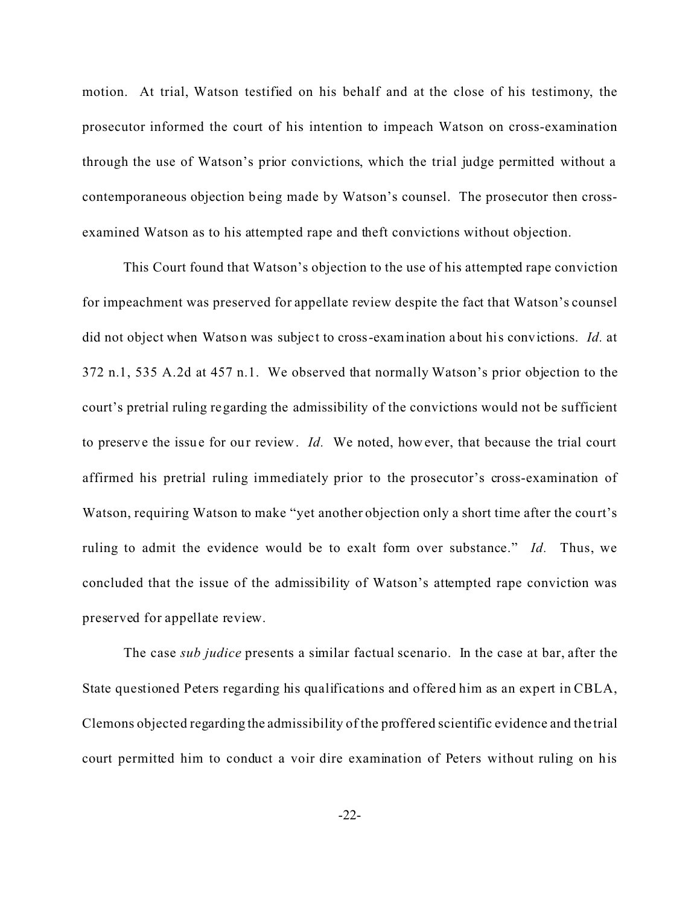motion. At trial, Watson testified on his behalf and at the close of his testimony, the prosecutor informed the court of his intention to impeach Watson on cross-examination through the use of Watson's prior convictions, which the trial judge permitted without a contemporaneous objection being made by Watson's counsel. The prosecutor then cross-examined Watson as to his attempted rape and theft convictions without objection.

This Court found that Watson's objection to the use of his attempted rape conviction for impeachment was preserved for appellate review despite the fact that Watson's counsel did not object when Watson was subject to cross-examination about his convictions. *Id.* at 372 n.1, 535 A.2d at 457 n.1. We observed that normally Watson's prior objection to the court's pretrial ruling regarding the admissibility of the convictions would not be sufficient to preserve the issue for our review. *Id.* We noted, however, that because the trial court affirmed his pretrial ruling immediately prior to the prosecutor's cross-examination of Watson, requiring Watson to make "yet another objection only a short time after the court's ruling to admit the evidence would be to exalt form over substance." *Id.* Thus, we concluded that the issue of the admissibility of Watson's attempted rape conviction was preserved for appellate review.

The case *sub judice* presents a similar factual scenario. In the case at bar, after the State questioned Peters regarding his qualifications and offered him as an expert in CBLA, Clemons objected regarding the admissibility of the proffered scientific evidence and the trial court permitted him to conduct a voir dire examination of Peters without ruling on his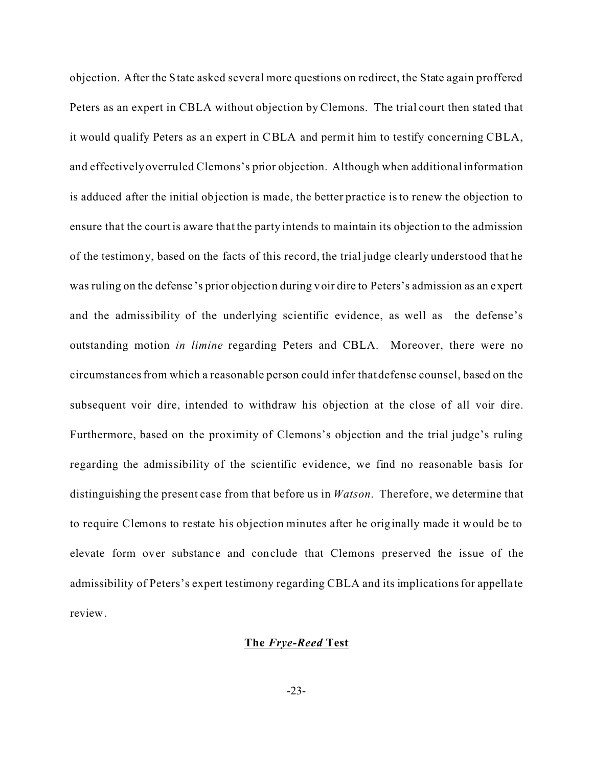objection. After the State asked several more questions on redirect, the State again proffered Peters as an expert in CBLA without objection by Clemons. The trial court then stated that it would qualify Peters as an expert in CBLA and permit him to testify concerning CBLA, and effectively overruled Clemons's prior objection. Although when additional information is adduced after the initial objection is made, the better practice is to renew the objection to ensure that the court is aware that the party intends to maintain its objection to the admission of the testimony, based on the facts of this record, the trial judge clearly understood that he was ruling on the defense's prior objection during voir dire to Peters's admission as an expert and the admissibility of the underlying scientific evidence, as well as the defense's outstanding motion *in limine* regarding Peters and CBLA. Moreover, there were no circumstances from which a reasonable person could infer that defense counsel, based on the subsequent voir dire, intended to withdraw his objection at the close of all voir dire. Furthermore, based on the proximity of Clemons's objection and the trial judge's ruling regarding the admissibility of the scientific evidence, we find no reasonable basis for distinguishing the present case from that before us in *Watson*. Therefore, we determine that to require Clemons to restate his objection minutes after he originally made it would be to elevate form over substance and conclude that Clemons preserved the issue of the admissibility of Peters's expert testimony regarding CBLA and its implications for appellate review.

**The *Frye-Reed* Test**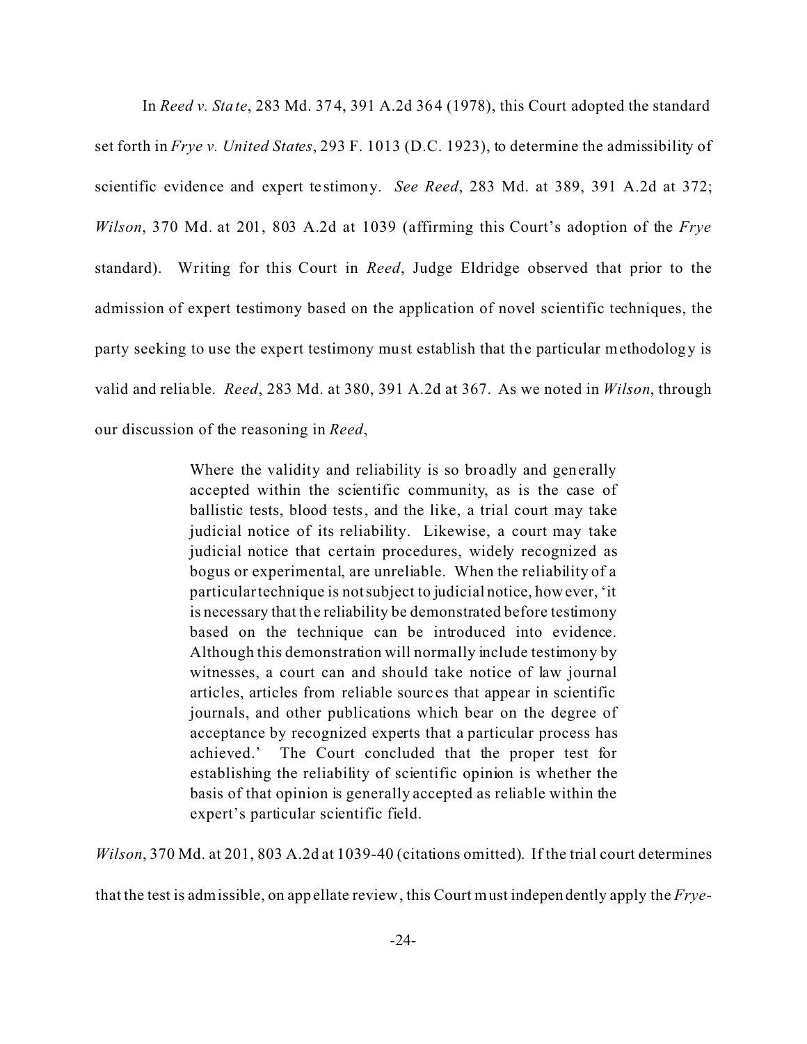In *Reed v. State*, 283 Md. 374, 391 A.2d 364 (1978), this Court adopted the standard set forth in *Frye v. United States*, 293 F. 1013 (D.C. 1923), to determine the admissibility of scientific evidence and expert testimony. *See Reed*, 283 Md. at 389, 391 A.2d at 372; *Wilson*, 370 Md. at 201, 803 A.2d at 1039 (affirming this Court's adoption of the *Frye* standard). Writing for this Court in *Reed*, Judge Eldridge observed that prior to the admission of expert testimony based on the application of novel scientific techniques, the party seeking to use the expert testimony must establish that the particular methodology is valid and reliable. *Reed*, 283 Md. at 380, 391 A.2d at 367. As we noted in *Wilson*, through our discussion of the reasoning in *Reed*,

> Where the validity and reliability is so broadly and generally accepted within the scientific community, as is the case of ballistic tests, blood tests, and the like, a trial court may take judicial notice of its reliability. Likewise, a court may take judicial notice that certain procedures, widely recognized as bogus or experimental, are unreliable. When the reliability of a particular technique is not subject to judicial notice, however, 'it is necessary that the reliability be demonstrated before testimony based on the technique can be introduced into evidence. Although this demonstration will normally include testimony by witnesses, a court can and should take notice of law journal articles, articles from reliable sources that appear in scientific journals, and other publications which bear on the degree of acceptance by recognized experts that a particular process has achieved.' The Court concluded that the proper test for establishing the reliability of scientific opinion is whether the basis of that opinion is generally accepted as reliable within the expert's particular scientific field.

*Wilson*, 370 Md. at 201, 803 A.2d at 1039-40 (citations omitted). If the trial court determines that the test is admissible, on appellate review, this Court must independently apply the *Frye*-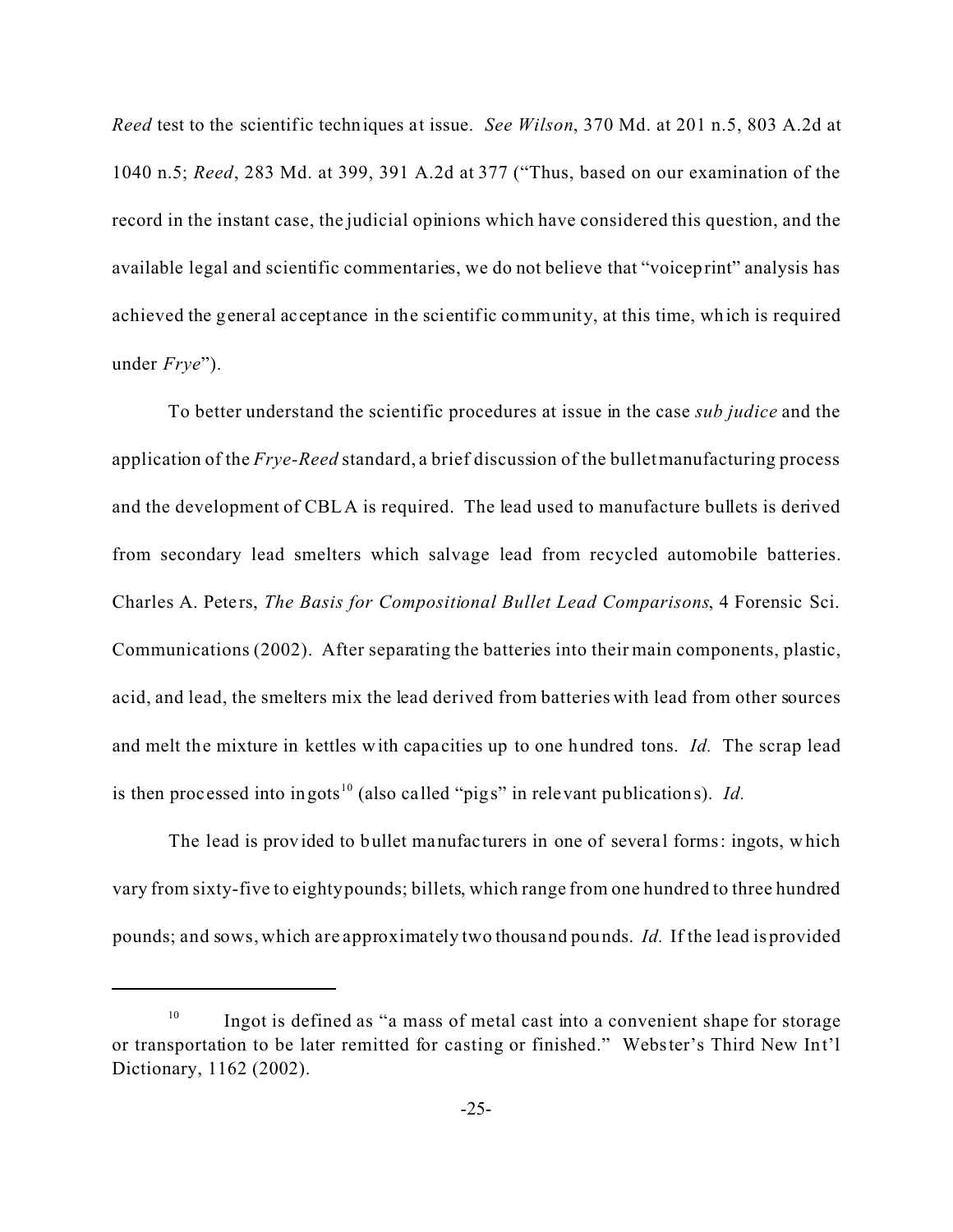*Reed* test to the scientific techniques at issue. *See Wilson*, 370 Md. at 201 n.5, 803 A.2d at 1040 n.5; *Reed*, 283 Md. at 399, 391 A.2d at 377 ("Thus, based on our examination of the record in the instant case, the judicial opinions which have considered this question, and the available legal and scientific commentaries, we do not believe that "voiceprint" analysis has achieved the general acceptance in the scientific community, at this time, which is required under *Frye*").

To better understand the scientific procedures at issue in the case *sub judice* and the application of the *Frye-Reed* standard, a brief discussion of the bullet manufacturing process and the development of CBLA is required. The lead used to manufacture bullets is derived from secondary lead smelters which salvage lead from recycled automobile batteries. Charles A. Peters, *The Basis for Compositional Bullet Lead Comparisons*, 4 Forensic Sci. Communications (2002). After separating the batteries into their main components, plastic, acid, and lead, the smelters mix the lead derived from batteries with lead from other sources and melt the mixture in kettles with capacities up to one hundred tons. *Id.* The scrap lead is then processed into ingots[10] (also called "pigs" in relevant publications). *Id.*

The lead is provided to bullet manufacturers in one of several forms: ingots, which vary from sixty-five to eighty pounds; billets, which range from one hundred to three hundred pounds; and sows, which are approximately two thousand pounds. *Id.* If the lead is provided

---

[10] Ingot is defined as "a mass of metal cast into a convenient shape for storage or transportation to be later remitted for casting or finished." Webster's Third New Int'l Dictionary, 1162 (2002).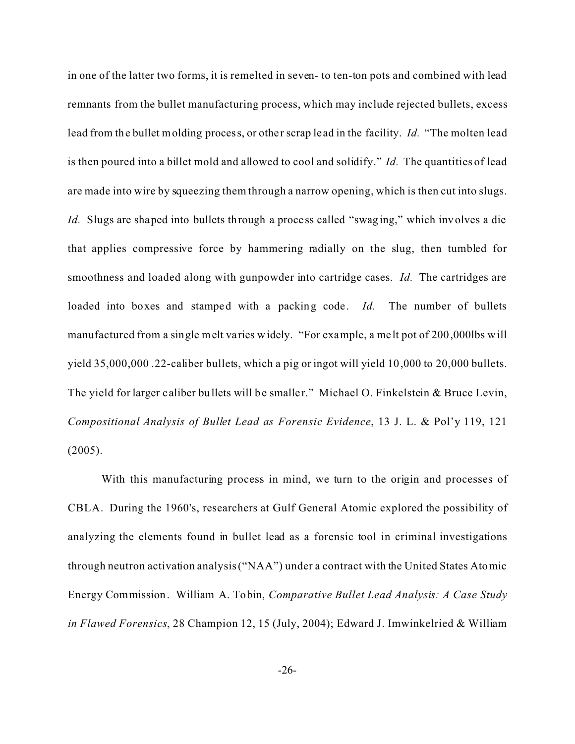in one of the latter two forms, it is remelted in seven- to ten-ton pots and combined with lead remnants from the bullet manufacturing process, which may include rejected bullets, excess lead from the bullet molding process, or other scrap lead in the facility. *Id.* "The molten lead is then poured into a billet mold and allowed to cool and solidify." *Id.* The quantities of lead are made into wire by squeezing them through a narrow opening, which is then cut into slugs. *Id.* Slugs are shaped into bullets through a process called "swaging," which involves a die that applies compressive force by hammering radially on the slug, then tumbled for smoothness and loaded along with gunpowder into cartridge cases. *Id.* The cartridges are loaded into boxes and stamped with a packing code. *Id.* The number of bullets manufactured from a single melt varies widely. "For example, a melt pot of 200,000lbs will yield 35,000,000 .22-caliber bullets, which a pig or ingot will yield 10,000 to 20,000 bullets. The yield for larger caliber bullets will be smaller." Michael O. Finkelstein & Bruce Levin, *Compositional Analysis of Bullet Lead as Forensic Evidence*, 13 J. L. & Pol'y 119, 121 (2005).

With this manufacturing process in mind, we turn to the origin and processes of CBLA. During the 1960's, researchers at Gulf General Atomic explored the possibility of analyzing the elements found in bullet lead as a forensic tool in criminal investigations through neutron activation analysis ("NAA") under a contract with the United States Atomic Energy Commission. William A. Tobin, *Comparative Bullet Lead Analysis: A Case Study in Flawed Forensics*, 28 Champion 12, 15 (July, 2004); Edward J. Imwinkelried & William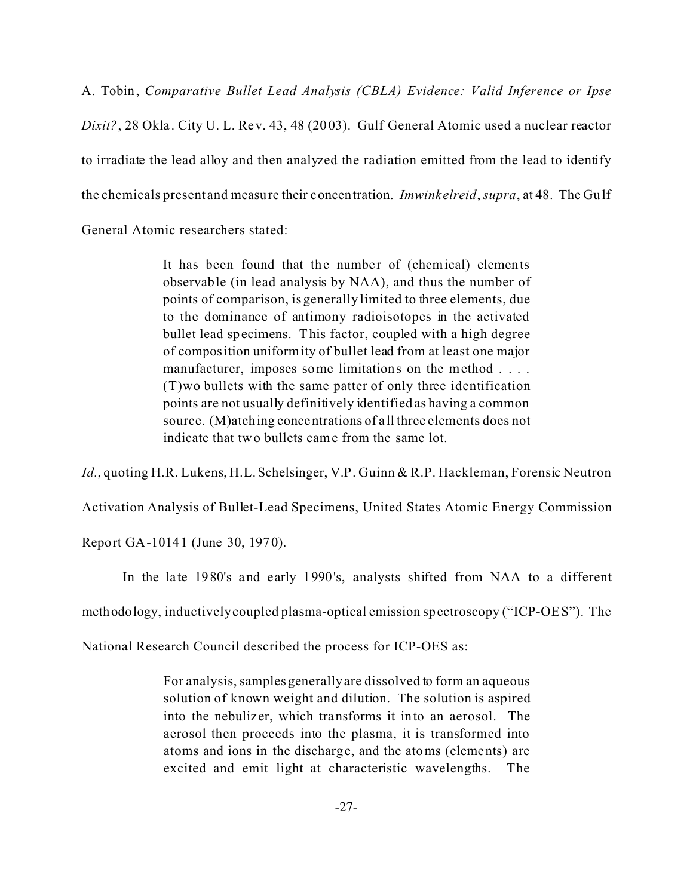A. Tobin, *Comparative Bullet Lead Analysis (CBLA) Evidence: Valid Inference or Ipse Dixit?*, 28 Okla. City U. L. Rev. 43, 48 (2003). Gulf General Atomic used a nuclear reactor to irradiate the lead alloy and then analyzed the radiation emitted from the lead to identify the chemicals present and measure their concentration. *Imwinkelreid*, *supra*, at 48. The Gulf General Atomic researchers stated:

> It has been found that the number of (chemical) elements observable (in lead analysis by NAA), and thus the number of points of comparison, is generally limited to three elements, due to the dominance of antimony radioisotopes in the activated bullet lead specimens. This factor, coupled with a high degree of composition uniformity of bullet lead from at least one major manufacturer, imposes some limitations on the method . . . . (T)wo bullets with the same patter of only three identification points are not usually definitively identified as having a common source. (M)atching concentrations of all three elements does not indicate that two bullets came from the same lot.

*Id.*, quoting H.R. Lukens, H.L. Schelsinger, V.P. Guinn & R.P. Hackleman, Forensic Neutron Activation Analysis of Bullet-Lead Specimens, United States Atomic Energy Commission Report GA-10141 (June 30, 1970).

In the late 1980's and early 1990's, analysts shifted from NAA to a different methodology, inductively coupled plasma-optical emission spectroscopy ("ICP-OES"). The National Research Council described the process for ICP-OES as:

> For analysis, samples generally are dissolved to form an aqueous solution of known weight and dilution. The solution is aspired into the nebulizer, which transforms it into an aerosol. The aerosol then proceeds into the plasma, it is transformed into atoms and ions in the discharge, and the atoms (elements) are excited and emit light at characteristic wavelengths. The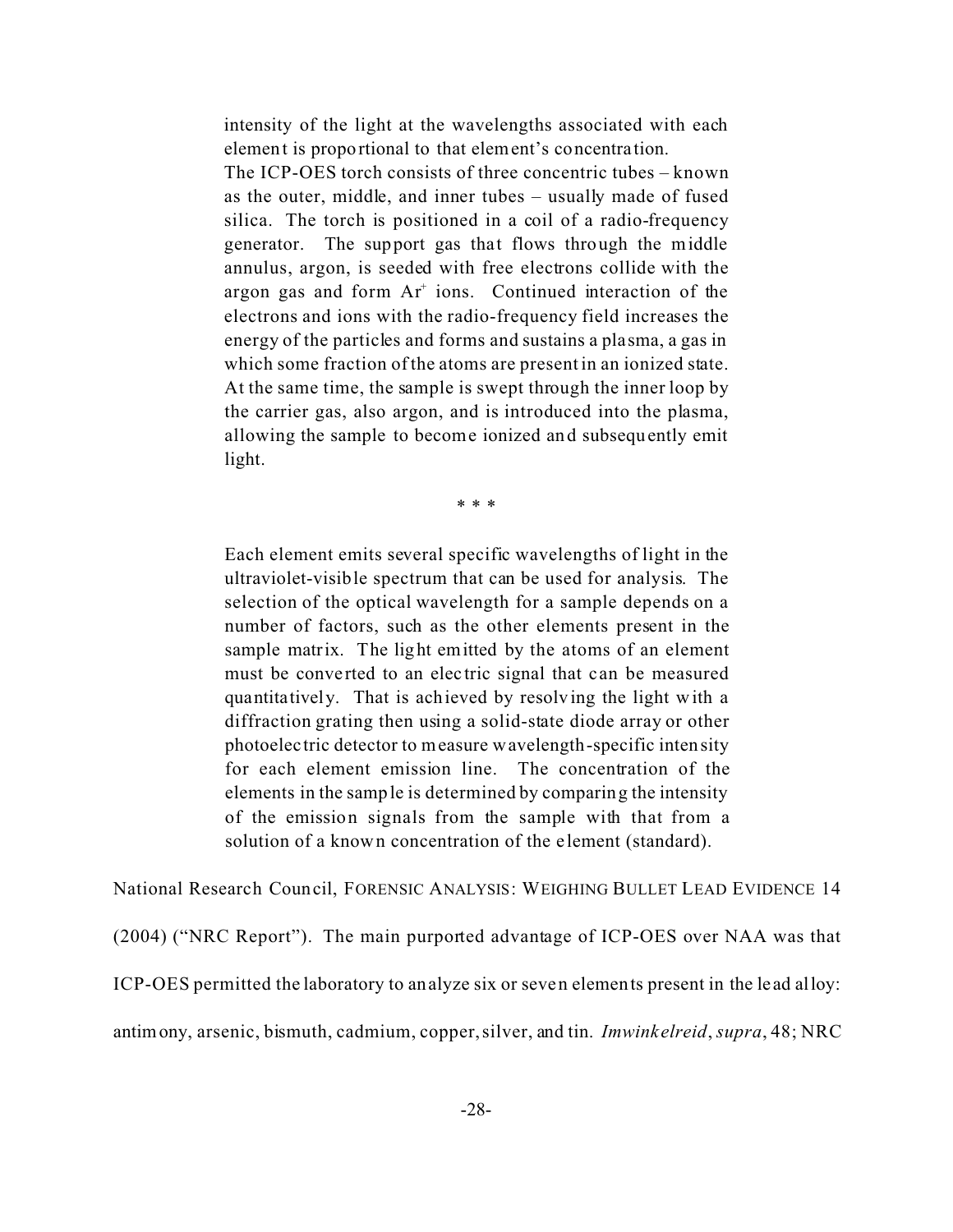> intensity of the light at the wavelengths associated with each element is proportional to that element's concentration.
>
> The ICP-OES torch consists of three concentric tubes – known as the outer, middle, and inner tubes – usually made of fused silica. The torch is positioned in a coil of a radio-frequency generator. The support gas that flows through the middle annulus, argon, is seeded with free electrons collide with the argon gas and form $Ar^+$ ions. Continued interaction of the electrons and ions with the radio-frequency field increases the energy of the particles and forms and sustains a plasma, a gas in which some fraction of the atoms are present in an ionized state. At the same time, the sample is swept through the inner loop by the carrier gas, also argon, and is introduced into the plasma, allowing the sample to become ionized and subsequently emit light.
>
> \* \* \*
>
> Each element emits several specific wavelengths of light in the ultraviolet-visible spectrum that can be used for analysis. The selection of the optical wavelength for a sample depends on a number of factors, such as the other elements present in the sample matrix. The light emitted by the atoms of an element must be converted to an electric signal that can be measured quantitatively. That is achieved by resolving the light with a diffraction grating then using a solid-state diode array or other photoelectric detector to measure wavelength-specific intensity for each element emission line. The concentration of the elements in the sample is determined by comparing the intensity of the emission signals from the sample with that from a solution of a known concentration of the element (standard).

National Research Council, FORENSIC ANALYSIS: WEIGHING BULLET LEAD EVIDENCE 14 (2004) ("NRC Report"). The main purported advantage of ICP-OES over NAA was that ICP-OES permitted the laboratory to analyze six or seven elements present in the lead alloy: antimony, arsenic, bismuth, cadmium, copper, silver, and tin. *Imwinkelreid*, *supra*, 48; NRC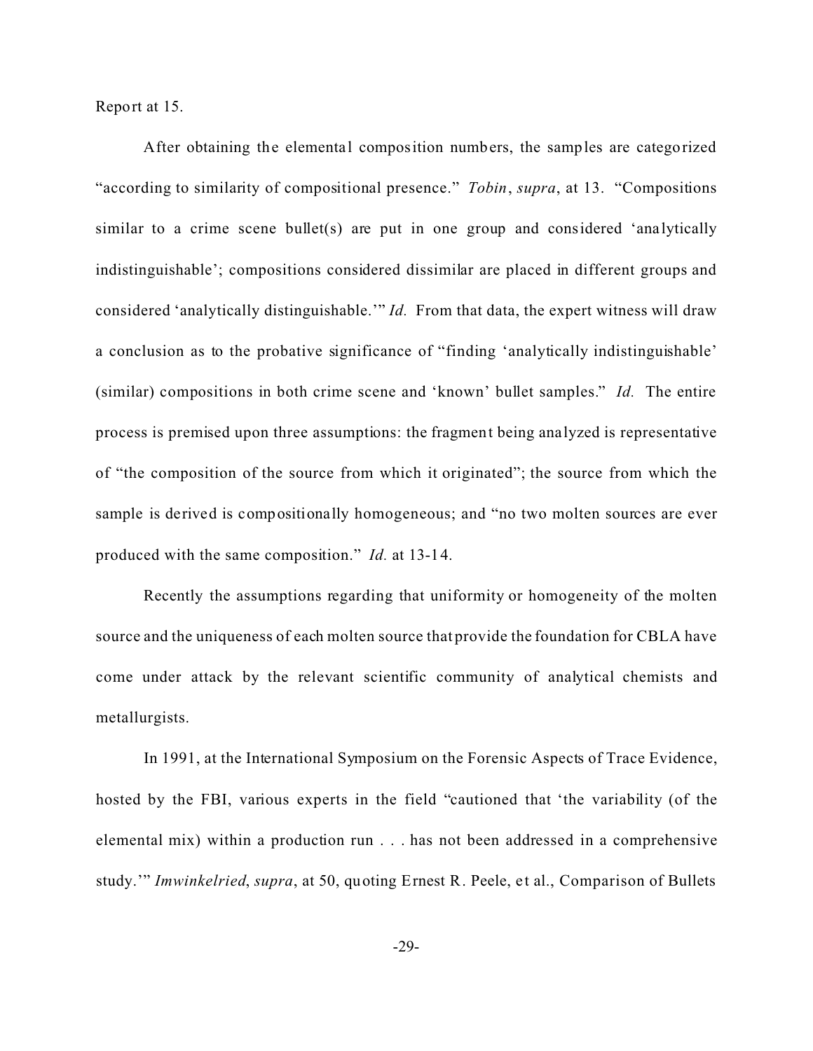Report at 15.

After obtaining the elemental composition numbers, the samples are categorized "according to similarity of compositional presence." *Tobin*, *supra*, at 13. "Compositions similar to a crime scene bullet(s) are put in one group and considered 'analytically indistinguishable'; compositions considered dissimilar are placed in different groups and considered 'analytically distinguishable.'" *Id.* From that data, the expert witness will draw a conclusion as to the probative significance of "finding 'analytically indistinguishable' (similar) compositions in both crime scene and 'known' bullet samples." *Id.* The entire process is premised upon three assumptions: the fragment being analyzed is representative of "the composition of the source from which it originated"; the source from which the sample is derived is compositionally homogeneous; and "no two molten sources are ever produced with the same composition." *Id.* at 13-14.

Recently the assumptions regarding that uniformity or homogeneity of the molten source and the uniqueness of each molten source that provide the foundation for CBLA have come under attack by the relevant scientific community of analytical chemists and metallurgists.

In 1991, at the International Symposium on the Forensic Aspects of Trace Evidence, hosted by the FBI, various experts in the field "cautioned that 'the variability (of the elemental mix) within a production run . . . has not been addressed in a comprehensive study.'" *Imwinkelried*, *supra*, at 50, quoting Ernest R. Peele, et al., Comparison of Bullets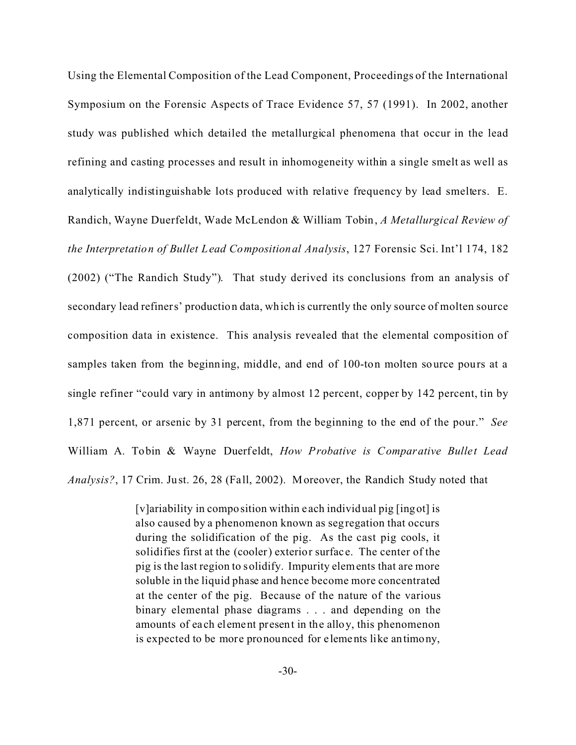Using the Elemental Composition of the Lead Component, Proceedings of the International Symposium on the Forensic Aspects of Trace Evidence 57, 57 (1991). In 2002, another study was published which detailed the metallurgical phenomena that occur in the lead refining and casting processes and result in inhomogeneity within a single smelt as well as analytically indistinguishable lots produced with relative frequency by lead smelters. E. Randich, Wayne Duerfeldt, Wade McLendon & William Tobin, *A Metallurgical Review of the Interpretation of Bullet Lead Compositional Analysis*, 127 Forensic Sci. Int'l 174, 182 (2002) ("The Randich Study"). That study derived its conclusions from an analysis of secondary lead refiners' production data, which is currently the only source of molten source composition data in existence. This analysis revealed that the elemental composition of samples taken from the beginning, middle, and end of 100-ton molten source pours at a single refiner "could vary in antimony by almost 12 percent, copper by 142 percent, tin by 1,871 percent, or arsenic by 31 percent, from the beginning to the end of the pour." *See* William A. Tobin & Wayne Duerfeldt, *How Probative is Comparative Bullet Lead Analysis?*, 17 Crim. Just. 26, 28 (Fall, 2002). Moreover, the Randich Study noted that

> [v]ariability in composition within each individual pig [ingot] is also caused by a phenomenon known as segregation that occurs during the solidification of the pig. As the cast pig cools, it solidifies first at the (cooler) exterior surface. The center of the pig is the last region to solidify. Impurity elements that are more soluble in the liquid phase and hence become more concentrated at the center of the pig. Because of the nature of the various binary elemental phase diagrams . . . and depending on the amounts of each element present in the alloy, this phenomenon is expected to be more pronounced for elements like antimony,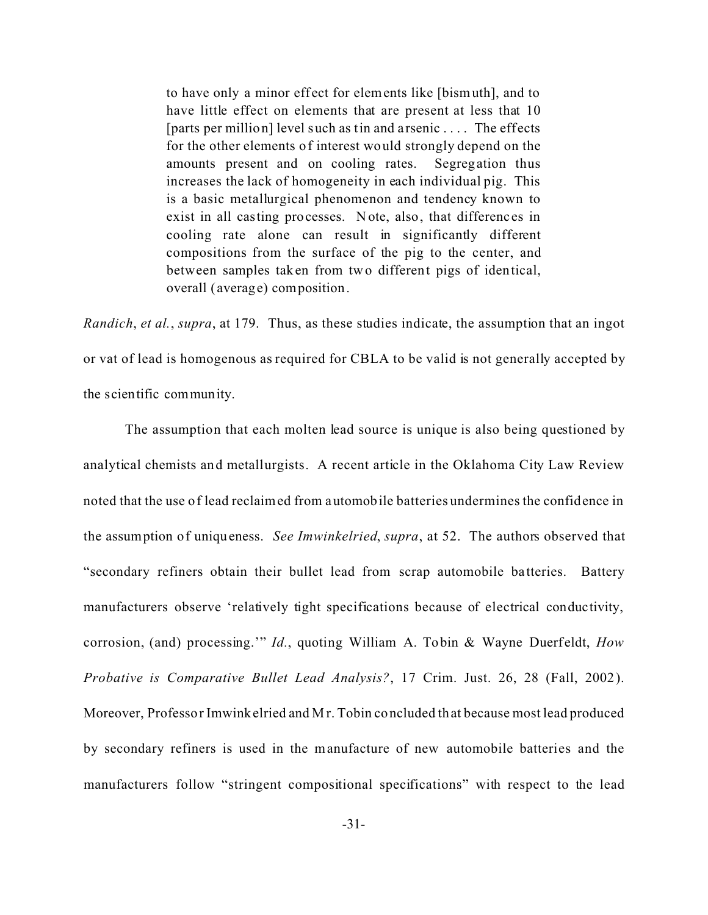> to have only a minor effect for elements like [bismuth], and to have little effect on elements that are present at less that 10 [parts per million] level such as tin and arsenic . . . . The effects for the other elements of interest would strongly depend on the amounts present and on cooling rates. Segregation thus increases the lack of homogeneity in each individual pig. This is a basic metallurgical phenomenon and tendency known to exist in all casting processes. Note, also, that differences in cooling rate alone can result in significantly different compositions from the surface of the pig to the center, and between samples taken from two different pigs of identical, overall (average) composition.

*Randich*, *et al.*, *supra*, at 179. Thus, as these studies indicate, the assumption that an ingot or vat of lead is homogenous as required for CBLA to be valid is not generally accepted by the scientific community.

The assumption that each molten lead source is unique is also being questioned by analytical chemists and metallurgists. A recent article in the Oklahoma City Law Review noted that the use of lead reclaimed from automobile batteries undermines the confidence in the assumption of uniqueness. *See Imwinkelried*, *supra*, at 52. The authors observed that "secondary refiners obtain their bullet lead from scrap automobile batteries. Battery manufacturers observe 'relatively tight specifications because of electrical conductivity, corrosion, (and) processing.'" *Id.*, quoting William A. Tobin & Wayne Duerfeldt, *How Probative is Comparative Bullet Lead Analysis?*, 17 Crim. Just. 26, 28 (Fall, 2002). Moreover, Professor Imwinkelried and Mr. Tobin concluded that because most lead produced by secondary refiners is used in the manufacture of new automobile batteries and the manufacturers follow "stringent compositional specifications" with respect to the lead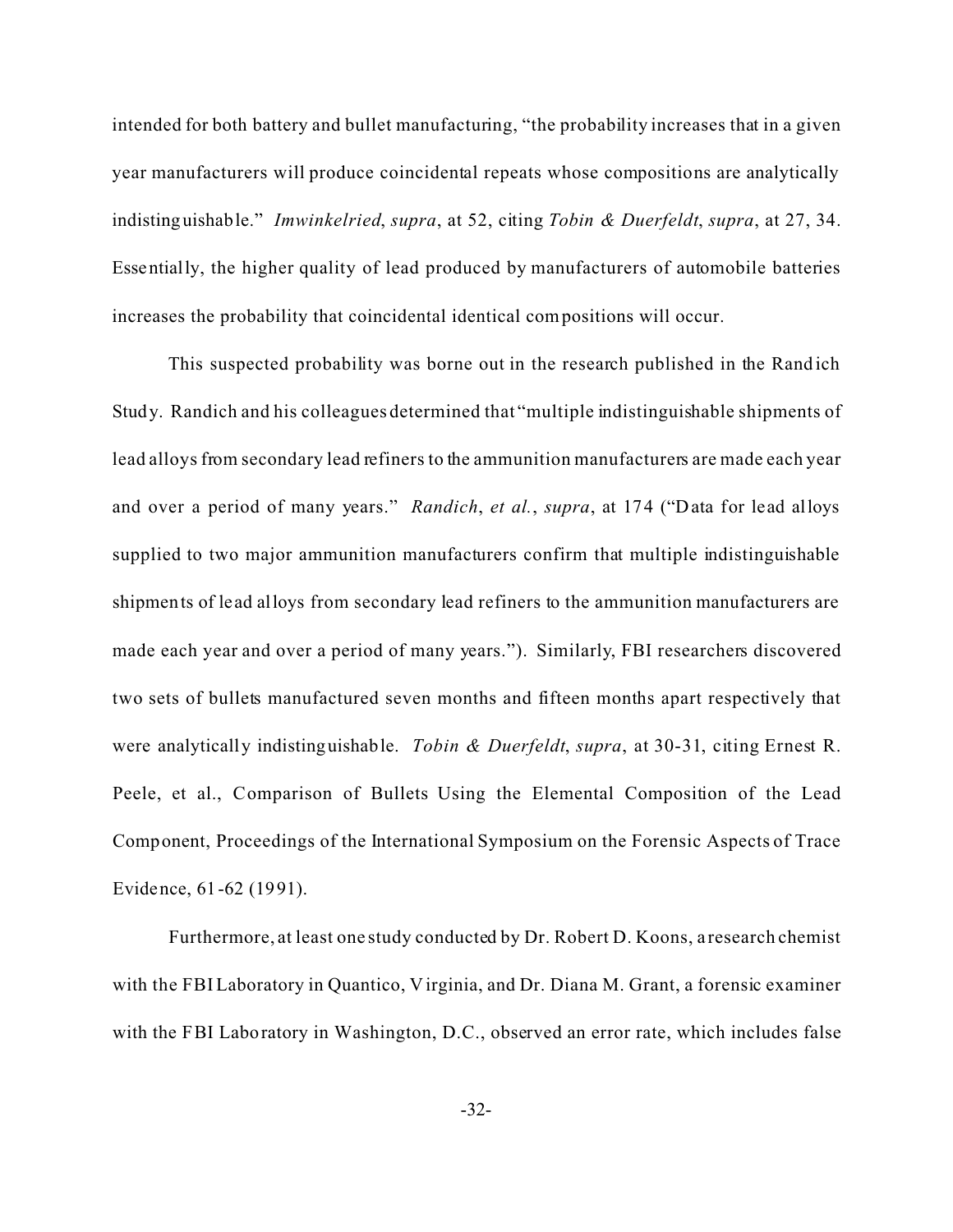intended for both battery and bullet manufacturing, "the probability increases that in a given year manufacturers will produce coincidental repeats whose compositions are analytically indistinguishable." *Imwinkelried*, *supra*, at 52, citing *Tobin & Duerfeldt*, *supra*, at 27, 34. Essentially, the higher quality of lead produced by manufacturers of automobile batteries increases the probability that coincidental identical compositions will occur.

This suspected probability was borne out in the research published in the Randich Study. Randich and his colleagues determined that "multiple indistinguishable shipments of lead alloys from secondary lead refiners to the ammunition manufacturers are made each year and over a period of many years." *Randich*, *et al.*, *supra*, at 174 ("Data for lead alloys supplied to two major ammunition manufacturers confirm that multiple indistinguishable shipments of lead alloys from secondary lead refiners to the ammunition manufacturers are made each year and over a period of many years."). Similarly, FBI researchers discovered two sets of bullets manufactured seven months and fifteen months apart respectively that were analytically indistinguishable. *Tobin & Duerfeldt*, *supra*, at 30-31, citing Ernest R. Peele, et al., Comparison of Bullets Using the Elemental Composition of the Lead Component, Proceedings of the International Symposium on the Forensic Aspects of Trace Evidence, 61-62 (1991).

Furthermore, at least one study conducted by Dr. Robert D. Koons, a research chemist with the FBI Laboratory in Quantico, Virginia, and Dr. Diana M. Grant, a forensic examiner with the FBI Laboratory in Washington, D.C., observed an error rate, which includes false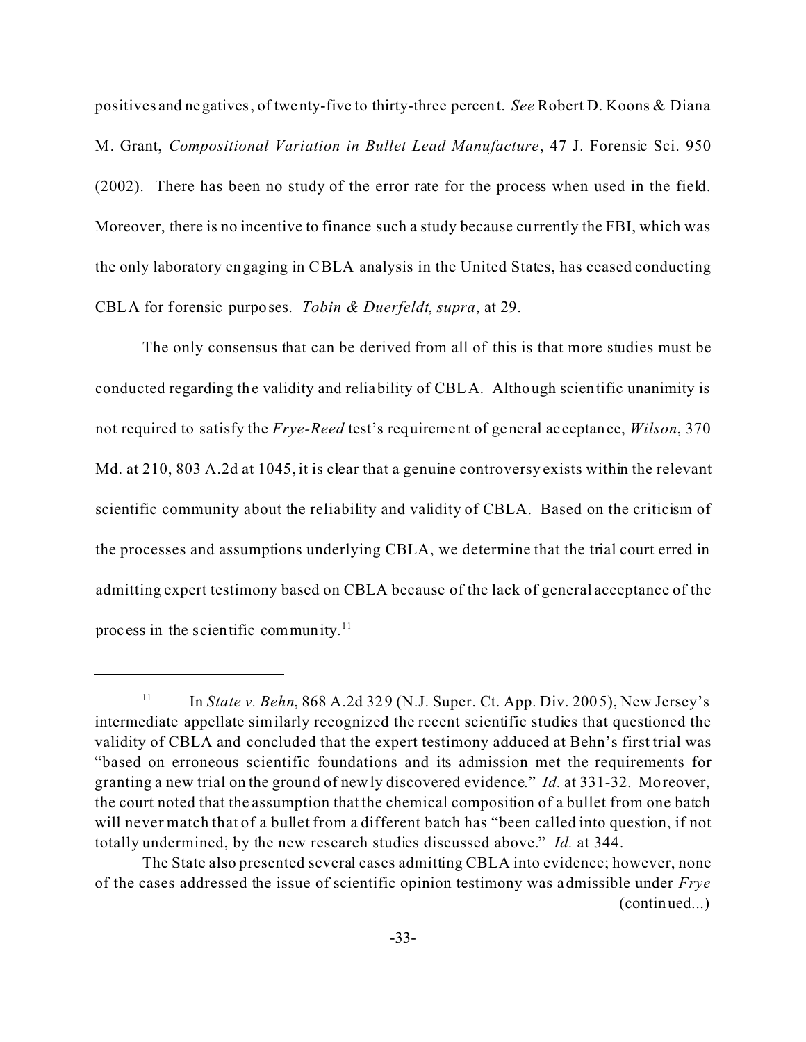positives and negatives, of twenty-five to thirty-three percent. *See* Robert D. Koons & Diana M. Grant, *Compositional Variation in Bullet Lead Manufacture*, 47 J. Forensic Sci. 950 (2002). There has been no study of the error rate for the process when used in the field. Moreover, there is no incentive to finance such a study because currently the FBI, which was the only laboratory engaging in CBLA analysis in the United States, has ceased conducting CBLA for forensic purposes. *Tobin & Duerfeldt*, *supra*, at 29.

The only consensus that can be derived from all of this is that more studies must be conducted regarding the validity and reliability of CBLA. Although scientific unanimity is not required to satisfy the *Frye-Reed* test's requirement of general acceptance, *Wilson*, 370 Md. at 210, 803 A.2d at 1045, it is clear that a genuine controversy exists within the relevant scientific community about the reliability and validity of CBLA. Based on the criticism of the processes and assumptions underlying CBLA, we determine that the trial court erred in admitting expert testimony based on CBLA because of the lack of general acceptance of the process in the scientific community.[11]

---

[11] In *State v. Behn*, 868 A.2d 329 (N.J. Super. Ct. App. Div. 2005), New Jersey's intermediate appellate similarly recognized the recent scientific studies that questioned the validity of CBLA and concluded that the expert testimony adduced at Behn's first trial was "based on erroneous scientific foundations and its admission met the requirements for granting a new trial on the ground of newly discovered evidence." *Id.* at 331-32. Moreover, the court noted that the assumption that the chemical composition of a bullet from one batch will never match that of a bullet from a different batch has "been called into question, if not totally undermined, by the new research studies discussed above." *Id.* at 344.

The State also presented several cases admitting CBLA into evidence; however, none of the cases addressed the issue of scientific opinion testimony was admissible under *Frye* (continued...)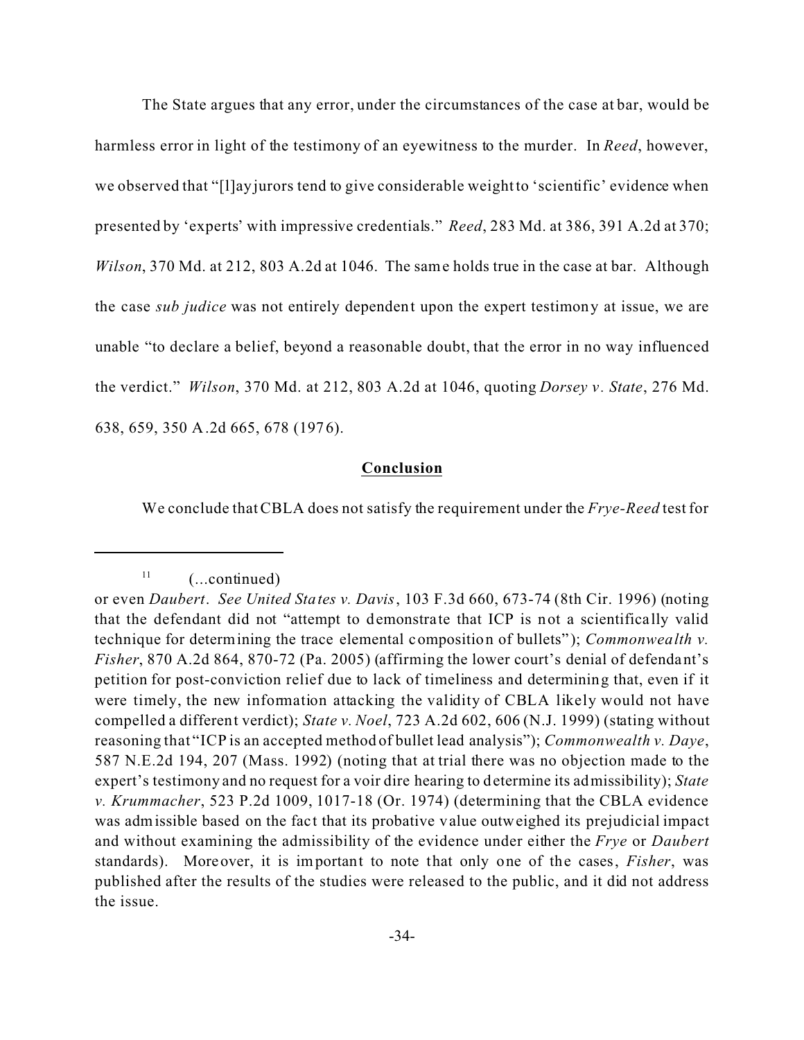The State argues that any error, under the circumstances of the case at bar, would be harmless error in light of the testimony of an eyewitness to the murder. In *Reed*, however, we observed that "[l]ay jurors tend to give considerable weight to 'scientific' evidence when presented by 'experts' with impressive credentials." *Reed*, 283 Md. at 386, 391 A.2d at 370; *Wilson*, 370 Md. at 212, 803 A.2d at 1046. The same holds true in the case at bar. Although the case *sub judice* was not entirely dependent upon the expert testimony at issue, we are unable "to declare a belief, beyond a reasonable doubt, that the error in no way influenced the verdict." *Wilson*, 370 Md. at 212, 803 A.2d at 1046, quoting *Dorsey v. State*, 276 Md. 638, 659, 350 A.2d 665, 678 (1976).

**Conclusion**

We conclude that CBLA does not satisfy the requirement under the *Frye-Reed* test for

---

[11] (...continued)
or even *Daubert*. *See United States v. Davis*, 103 F.3d 660, 673-74 (8th Cir. 1996) (noting that the defendant did not "attempt to demonstrate that ICP is not a scientifically valid technique for determining the trace elemental composition of bullets"); *Commonwealth v. Fisher*, 870 A.2d 864, 870-72 (Pa. 2005) (affirming the lower court's denial of defendant's petition for post-conviction relief due to lack of timeliness and determining that, even if it were timely, the new information attacking the validity of CBLA likely would not have compelled a different verdict); *State v. Noel*, 723 A.2d 602, 606 (N.J. 1999) (stating without reasoning that "ICP is an accepted method of bullet lead analysis"); *Commonwealth v. Daye*, 587 N.E.2d 194, 207 (Mass. 1992) (noting that at trial there was no objection made to the expert's testimony and no request for a voir dire hearing to determine its admissibility); *State v. Krummacher*, 523 P.2d 1009, 1017-18 (Or. 1974) (determining that the CBLA evidence was admissible based on the fact that its probative value outweighed its prejudicial impact and without examining the admissibility of the evidence under either the *Frye* or *Daubert* standards). Moreover, it is important to note that only one of the cases, *Fisher*, was published after the results of the studies were released to the public, and it did not address the issue.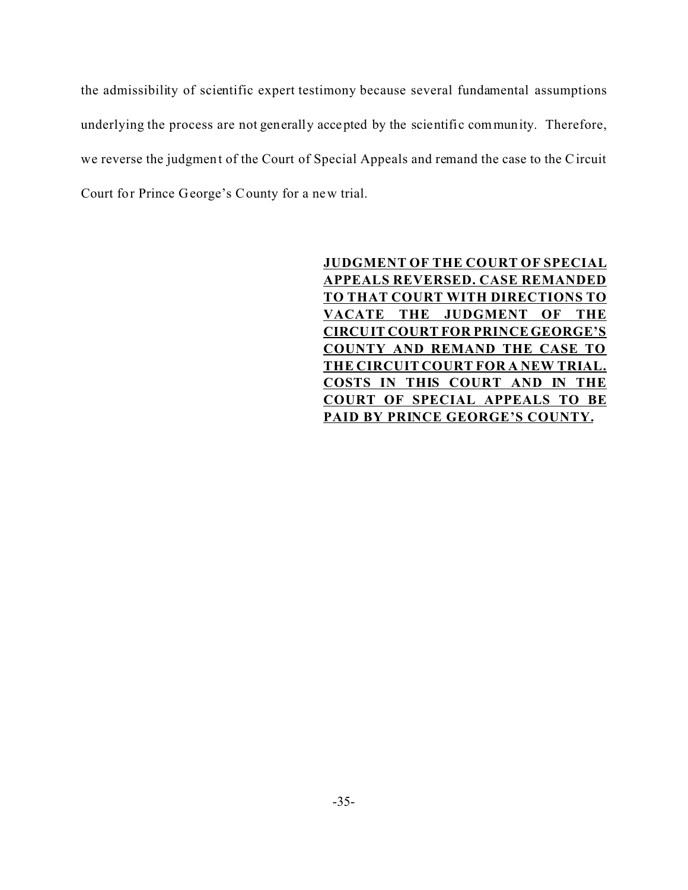the admissibility of scientific expert testimony because several fundamental assumptions underlying the process are not generally accepted by the scientific community. Therefore, we reverse the judgment of the Court of Special Appeals and remand the case to the Circuit Court for Prince George's County for a new trial.

**JUDGMENT OF THE COURT OF SPECIAL APPEALS REVERSED. CASE REMANDED TO THAT COURT WITH DIRECTIONS TO VACATE THE JUDGMENT OF THE CIRCUIT COURT FOR PRINCE GEORGE'S COUNTY AND REMAND THE CASE TO THE CIRCUIT COURT FOR A NEW TRIAL. COSTS IN THIS COURT AND IN THE COURT OF SPECIAL APPEALS TO BE PAID BY PRINCE GEORGE'S COUNTY.**